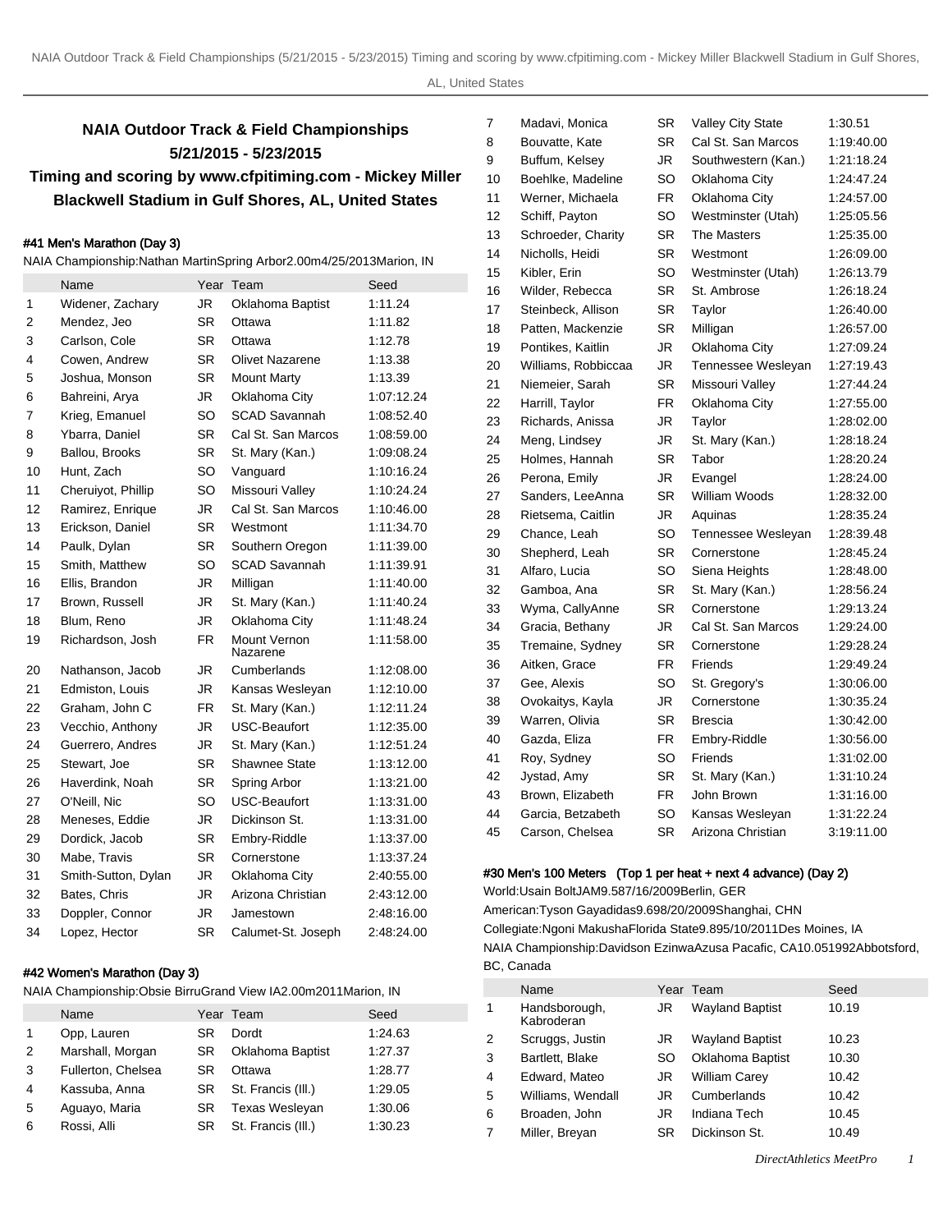## NAIA Outdoor Track & Field Championships
## 5/21/2015 - 5/23/2015
## Timing and scoring by www.cfpitiming.com - Mickey Miller Blackwell Stadium in Gulf Shores, AL, United States

#### #41 Men's Marathon (Day 3)

NAIA Championship:Nathan MartinSpring Arbor2.00m4/25/2013Marion, IN

| | Name | Year | Team | Seed |
|---|---|---|---|---|
| 1 | Widener, Zachary | JR | Oklahoma Baptist | 1:11.24 |
| 2 | Mendez, Jeo | SR | Ottawa | 1:11.82 |
| 3 | Carlson, Cole | SR | Ottawa | 1:12.78 |
| 4 | Cowen, Andrew | SR | Olivet Nazarene | 1:13.38 |
| 5 | Joshua, Monson | SR | Mount Marty | 1:13.39 |
| 6 | Bahreini, Arya | JR | Oklahoma City | 1:07:12.24 |
| 7 | Krieg, Emanuel | SO | SCAD Savannah | 1:08:52.40 |
| 8 | Ybarra, Daniel | SR | Cal St. San Marcos | 1:08:59.00 |
| 9 | Ballou, Brooks | SR | St. Mary (Kan.) | 1:09:08.24 |
| 10 | Hunt, Zach | SO | Vanguard | 1:10:16.24 |
| 11 | Cheruiyot, Phillip | SO | Missouri Valley | 1:10:24.24 |
| 12 | Ramirez, Enrique | JR | Cal St. San Marcos | 1:10:46.00 |
| 13 | Erickson, Daniel | SR | Westmont | 1:11:34.70 |
| 14 | Paulk, Dylan | SR | Southern Oregon | 1:11:39.00 |
| 15 | Smith, Matthew | SO | SCAD Savannah | 1:11:39.91 |
| 16 | Ellis, Brandon | JR | Milligan | 1:11:40.00 |
| 17 | Brown, Russell | JR | St. Mary (Kan.) | 1:11:40.24 |
| 18 | Blum, Reno | JR | Oklahoma City | 1:11:48.24 |
| 19 | Richardson, Josh | FR | Mount Vernon Nazarene | 1:11:58.00 |
| 20 | Nathanson, Jacob | JR | Cumberlands | 1:12:08.00 |
| 21 | Edmiston, Louis | JR | Kansas Wesleyan | 1:12:10.00 |
| 22 | Graham, John C | FR | St. Mary (Kan.) | 1:12:11.24 |
| 23 | Vecchio, Anthony | JR | USC-Beaufort | 1:12:35.00 |
| 24 | Guerrero, Andres | JR | St. Mary (Kan.) | 1:12:51.24 |
| 25 | Stewart, Joe | SR | Shawnee State | 1:13:12.00 |
| 26 | Haverdink, Noah | SR | Spring Arbor | 1:13:21.00 |
| 27 | O'Neill, Nic | SO | USC-Beaufort | 1:13:31.00 |
| 28 | Meneses, Eddie | JR | Dickinson St. | 1:13:31.00 |
| 29 | Dordick, Jacob | SR | Embry-Riddle | 1:13:37.00 |
| 30 | Mabe, Travis | SR | Cornerstone | 1:13:37.24 |
| 31 | Smith-Sutton, Dylan | JR | Oklahoma City | 2:40:55.00 |
| 32 | Bates, Chris | JR | Arizona Christian | 2:43:12.00 |
| 33 | Doppler, Connor | JR | Jamestown | 2:48:16.00 |
| 34 | Lopez, Hector | SR | Calumet-St. Joseph | 2:48:24.00 |

#### #42 Women's Marathon (Day 3)

NAIA Championship:Obsie BirruGrand View IA2.00m2011Marion, IN

| | Name | Year | Team | Seed |
|---|---|---|---|---|
| 1 | Opp, Lauren | SR | Dordt | 1:24.63 |
| 2 | Marshall, Morgan | SR | Oklahoma Baptist | 1:27.37 |
| 3 | Fullerton, Chelsea | SR | Ottawa | 1:28.77 |
| 4 | Kassuba, Anna | SR | St. Francis (Ill.) | 1:29.05 |
| 5 | Aguayo, Maria | SR | Texas Wesleyan | 1:30.06 |
| 6 | Rossi, Alli | SR | St. Francis (Ill.) | 1:30.23 |
| 7 | Madavi, Monica | SR | Valley City State | 1:30.51 |
| 8 | Bouvatte, Kate | SR | Cal St. San Marcos | 1:19:40.00 |
| 9 | Buffum, Kelsey | JR | Southwestern (Kan.) | 1:21:18.24 |
| 10 | Boehlke, Madeline | SO | Oklahoma City | 1:24:47.24 |
| 11 | Werner, Michaela | FR | Oklahoma City | 1:24:57.00 |
| 12 | Schiff, Payton | SO | Westminster (Utah) | 1:25:05.56 |
| 13 | Schroeder, Charity | SR | The Masters | 1:25:35.00 |
| 14 | Nicholls, Heidi | SR | Westmont | 1:26:09.00 |
| 15 | Kibler, Erin | SO | Westminster (Utah) | 1:26:13.79 |
| 16 | Wilder, Rebecca | SR | St. Ambrose | 1:26:18.24 |
| 17 | Steinbeck, Allison | SR | Taylor | 1:26:40.00 |
| 18 | Patten, Mackenzie | SR | Milligan | 1:26:57.00 |
| 19 | Pontikes, Kaitlin | JR | Oklahoma City | 1:27:09.24 |
| 20 | Williams, Robbiccaa | JR | Tennessee Wesleyan | 1:27:19.43 |
| 21 | Niemeier, Sarah | SR | Missouri Valley | 1:27:44.24 |
| 22 | Harrill, Taylor | FR | Oklahoma City | 1:27:55.00 |
| 23 | Richards, Anissa | JR | Taylor | 1:28:02.00 |
| 24 | Meng, Lindsey | JR | St. Mary (Kan.) | 1:28:18.24 |
| 25 | Holmes, Hannah | SR | Tabor | 1:28:20.24 |
| 26 | Perona, Emily | JR | Evangel | 1:28:24.00 |
| 27 | Sanders, LeeAnna | SR | William Woods | 1:28:32.00 |
| 28 | Rietsema, Caitlin | JR | Aquinas | 1:28:35.24 |
| 29 | Chance, Leah | SO | Tennessee Wesleyan | 1:28:39.48 |
| 30 | Shepherd, Leah | SR | Cornerstone | 1:28:45.24 |
| 31 | Alfaro, Lucia | SO | Siena Heights | 1:28:48.00 |
| 32 | Gamboa, Ana | SR | St. Mary (Kan.) | 1:28:56.24 |
| 33 | Wyma, CallyAnne | SR | Cornerstone | 1:29:13.24 |
| 34 | Gracia, Bethany | JR | Cal St. San Marcos | 1:29:24.00 |
| 35 | Tremaine, Sydney | SR | Cornerstone | 1:29:28.24 |
| 36 | Aitken, Grace | FR | Friends | 1:29:49.24 |
| 37 | Gee, Alexis | SO | St. Gregory's | 1:30:06.00 |
| 38 | Ovokaitys, Kayla | JR | Cornerstone | 1:30:35.24 |
| 39 | Warren, Olivia | SR | Brescia | 1:30:42.00 |
| 40 | Gazda, Eliza | FR | Embry-Riddle | 1:30:56.00 |
| 41 | Roy, Sydney | SO | Friends | 1:31:02.00 |
| 42 | Jystad, Amy | SR | St. Mary (Kan.) | 1:31:10.24 |
| 43 | Brown, Elizabeth | FR | John Brown | 1:31:16.00 |
| 44 | Garcia, Betzabeth | SO | Kansas Wesleyan | 1:31:22.24 |
| 45 | Carson, Chelsea | SR | Arizona Christian | 3:19:11.00 |

#### #30 Men's 100 Meters (Top 1 per heat + next 4 advance) (Day 2)

World:Usain BoltJAM9.587/16/2009Berlin, GER

American:Tyson Gayadidas9.698/20/2009Shanghai, CHN

Collegiate:Ngoni MakushaFlorida State9.895/10/2011Des Moines, IA

NAIA Championship:Davidson EzinwaAzusa Pacafic, CA10.051992Abbotsford, BC, Canada

| | Name | Year | Team | Seed |
|---|---|---|---|---|
| 1 | Handsborough, Kabroderan | JR | Wayland Baptist | 10.19 |
| 2 | Scruggs, Justin | JR | Wayland Baptist | 10.23 |
| 3 | Bartlett, Blake | SO | Oklahoma Baptist | 10.30 |
| 4 | Edward, Mateo | JR | William Carey | 10.42 |
| 5 | Williams, Wendall | JR | Cumberlands | 10.42 |
| 6 | Broaden, John | JR | Indiana Tech | 10.45 |
| 7 | Miller, Breyan | SR | Dickinson St. | 10.49 |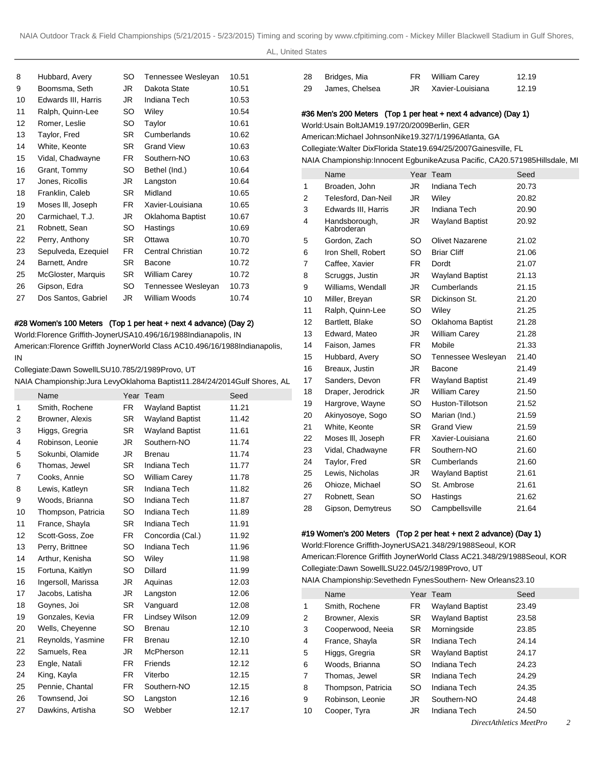| | Name | Year | Team | Seed |
|---|---|---|---|---|
| 8 | Hubbard, Avery | SO | Tennessee Wesleyan | 10.51 |
| 9 | Boomsma, Seth | JR | Dakota State | 10.51 |
| 10 | Edwards III, Harris | JR | Indiana Tech | 10.53 |
| 11 | Ralph, Quinn-Lee | SO | Wiley | 10.54 |
| 12 | Romer, Leslie | SO | Taylor | 10.61 |
| 13 | Taylor, Fred | SR | Cumberlands | 10.62 |
| 14 | White, Keonte | SR | Grand View | 10.63 |
| 15 | Vidal, Chadwayne | FR | Southern-NO | 10.63 |
| 16 | Grant, Tommy | SO | Bethel (Ind.) | 10.64 |
| 17 | Jones, Ricollis | JR | Langston | 10.64 |
| 18 | Franklin, Caleb | SR | Midland | 10.65 |
| 19 | Moses lll, Joseph | FR | Xavier-Louisiana | 10.65 |
| 20 | Carmichael, T.J. | JR | Oklahoma Baptist | 10.67 |
| 21 | Robnett, Sean | SO | Hastings | 10.69 |
| 22 | Perry, Anthony | SR | Ottawa | 10.70 |
| 23 | Sepulveda, Ezequiel | FR | Central Christian | 10.72 |
| 24 | Barnett, Andre | SR | Bacone | 10.72 |
| 25 | McGloster, Marquis | SR | William Carey | 10.72 |
| 26 | Gipson, Edra | SO | Tennessee Wesleyan | 10.73 |
| 27 | Dos Santos, Gabriel | JR | William Woods | 10.74 |

#### #28 Women's 100 Meters (Top 1 per heat + next 4 advance) (Day 2)

World:Florence Griffith-JoynerUSA10.496/16/1988Indianapolis, IN
American:Florence Griffith JoynerWorld Class AC10.496/16/1988Indianapolis, IN
Collegiate:Dawn SowellLSU10.785/2/1989Provo, UT
NAIA Championship:Jura LevyOklahoma Baptist11.284/24/2014Gulf Shores, AL

| | Name | Year | Team | Seed |
|---|---|---|---|---|
| 1 | Smith, Rochene | FR | Wayland Baptist | 11.21 |
| 2 | Browner, Alexis | SR | Wayland Baptist | 11.42 |
| 3 | Higgs, Gregria | SR | Wayland Baptist | 11.61 |
| 4 | Robinson, Leonie | JR | Southern-NO | 11.74 |
| 5 | Sokunbi, Olamide | JR | Brenau | 11.74 |
| 6 | Thomas, Jewel | SR | Indiana Tech | 11.77 |
| 7 | Cooks, Annie | SO | William Carey | 11.78 |
| 8 | Lewis, Katleyn | SR | Indiana Tech | 11.82 |
| 9 | Woods, Brianna | SO | Indiana Tech | 11.87 |
| 10 | Thompson, Patricia | SO | Indiana Tech | 11.89 |
| 11 | France, Shayla | SR | Indiana Tech | 11.91 |
| 12 | Scott-Goss, Zoe | FR | Concordia (Cal.) | 11.92 |
| 13 | Perry, Brittnee | SO | Indiana Tech | 11.96 |
| 14 | Arthur, Kenisha | SO | Wiley | 11.98 |
| 15 | Fortuna, Kaitlyn | SO | Dillard | 11.99 |
| 16 | Ingersoll, Marissa | JR | Aquinas | 12.03 |
| 17 | Jacobs, Latisha | JR | Langston | 12.06 |
| 18 | Goynes, Joi | SR | Vanguard | 12.08 |
| 19 | Gonzales, Kevia | FR | Lindsey Wilson | 12.09 |
| 20 | Wells, Cheyenne | SO | Brenau | 12.10 |
| 21 | Reynolds, Yasmine | FR | Brenau | 12.10 |
| 22 | Samuels, Rea | JR | McPherson | 12.11 |
| 23 | Engle, Natali | FR | Friends | 12.12 |
| 24 | King, Kayla | FR | Viterbo | 12.15 |
| 25 | Pennie, Chantal | FR | Southern-NO | 12.15 |
| 26 | Townsend, Joi | SO | Langston | 12.16 |
| 27 | Dawkins, Artisha | SO | Webber | 12.17 |
| 28 | Bridges, Mia | FR | William Carey | 12.19 |
| 29 | James, Chelsea | JR | Xavier-Louisiana | 12.19 |

#### #36 Men's 200 Meters (Top 1 per heat + next 4 advance) (Day 1)

World:Usain BoltJAM19.197/20/2009Berlin, GER
American:Michael JohnsonNike19.327/1/1996Atlanta, GA
Collegiate:Walter DixFlorida State19.694/25/2007Gainesville, FL
NAIA Championship:Innocent EgbunikeAzusa Pacific, CA20.571985Hillsdale, MI

| | Name | Year | Team | Seed |
|---|---|---|---|---|
| 1 | Broaden, John | JR | Indiana Tech | 20.73 |
| 2 | Telesford, Dan-Neil | JR | Wiley | 20.82 |
| 3 | Edwards III, Harris | JR | Indiana Tech | 20.90 |
| 4 | Handsborough, Kabroderan | JR | Wayland Baptist | 20.92 |
| 5 | Gordon, Zach | SO | Olivet Nazarene | 21.02 |
| 6 | Iron Shell, Robert | SO | Briar Cliff | 21.06 |
| 7 | Caffee, Xavier | FR | Dordt | 21.07 |
| 8 | Scruggs, Justin | JR | Wayland Baptist | 21.13 |
| 9 | Williams, Wendall | JR | Cumberlands | 21.15 |
| 10 | Miller, Breyan | SR | Dickinson St. | 21.20 |
| 11 | Ralph, Quinn-Lee | SO | Wiley | 21.25 |
| 12 | Bartlett, Blake | SO | Oklahoma Baptist | 21.28 |
| 13 | Edward, Mateo | JR | William Carey | 21.28 |
| 14 | Faison, James | FR | Mobile | 21.33 |
| 15 | Hubbard, Avery | SO | Tennessee Wesleyan | 21.40 |
| 16 | Breaux, Justin | JR | Bacone | 21.49 |
| 17 | Sanders, Devon | FR | Wayland Baptist | 21.49 |
| 18 | Draper, Jerodrick | JR | William Carey | 21.50 |
| 19 | Hargrove, Wayne | SO | Huston-Tillotson | 21.52 |
| 20 | Akinyosoye, Sogo | SO | Marian (Ind.) | 21.59 |
| 21 | White, Keonte | SR | Grand View | 21.59 |
| 22 | Moses lll, Joseph | FR | Xavier-Louisiana | 21.60 |
| 23 | Vidal, Chadwayne | FR | Southern-NO | 21.60 |
| 24 | Taylor, Fred | SR | Cumberlands | 21.60 |
| 25 | Lewis, Nicholas | JR | Wayland Baptist | 21.61 |
| 26 | Ohioze, Michael | SO | St. Ambrose | 21.61 |
| 27 | Robnett, Sean | SO | Hastings | 21.62 |
| 28 | Gipson, Demytreus | SO | Campbellsville | 21.64 |

#### #19 Women's 200 Meters (Top 2 per heat + next 2 advance) (Day 1)

World:Florence Griffith-JoynerUSA21.348/29/1988Seoul, KOR
American:Florence Griffith JoynerWorld Class AC21.348/29/1988Seoul, KOR
Collegiate:Dawn SowellLSU22.045/2/1989Provo, UT
NAIA Championship:Sevethedn FynesSouthern- New Orleans23.10

| | Name | Year | Team | Seed |
|---|---|---|---|---|
| 1 | Smith, Rochene | FR | Wayland Baptist | 23.49 |
| 2 | Browner, Alexis | SR | Wayland Baptist | 23.58 |
| 3 | Cooperwood, Neeia | SR | Morningside | 23.85 |
| 4 | France, Shayla | SR | Indiana Tech | 24.14 |
| 5 | Higgs, Gregria | SR | Wayland Baptist | 24.17 |
| 6 | Woods, Brianna | SO | Indiana Tech | 24.23 |
| 7 | Thomas, Jewel | SR | Indiana Tech | 24.29 |
| 8 | Thompson, Patricia | SO | Indiana Tech | 24.35 |
| 9 | Robinson, Leonie | JR | Southern-NO | 24.48 |
| 10 | Cooper, Tyra | JR | Indiana Tech | 24.50 |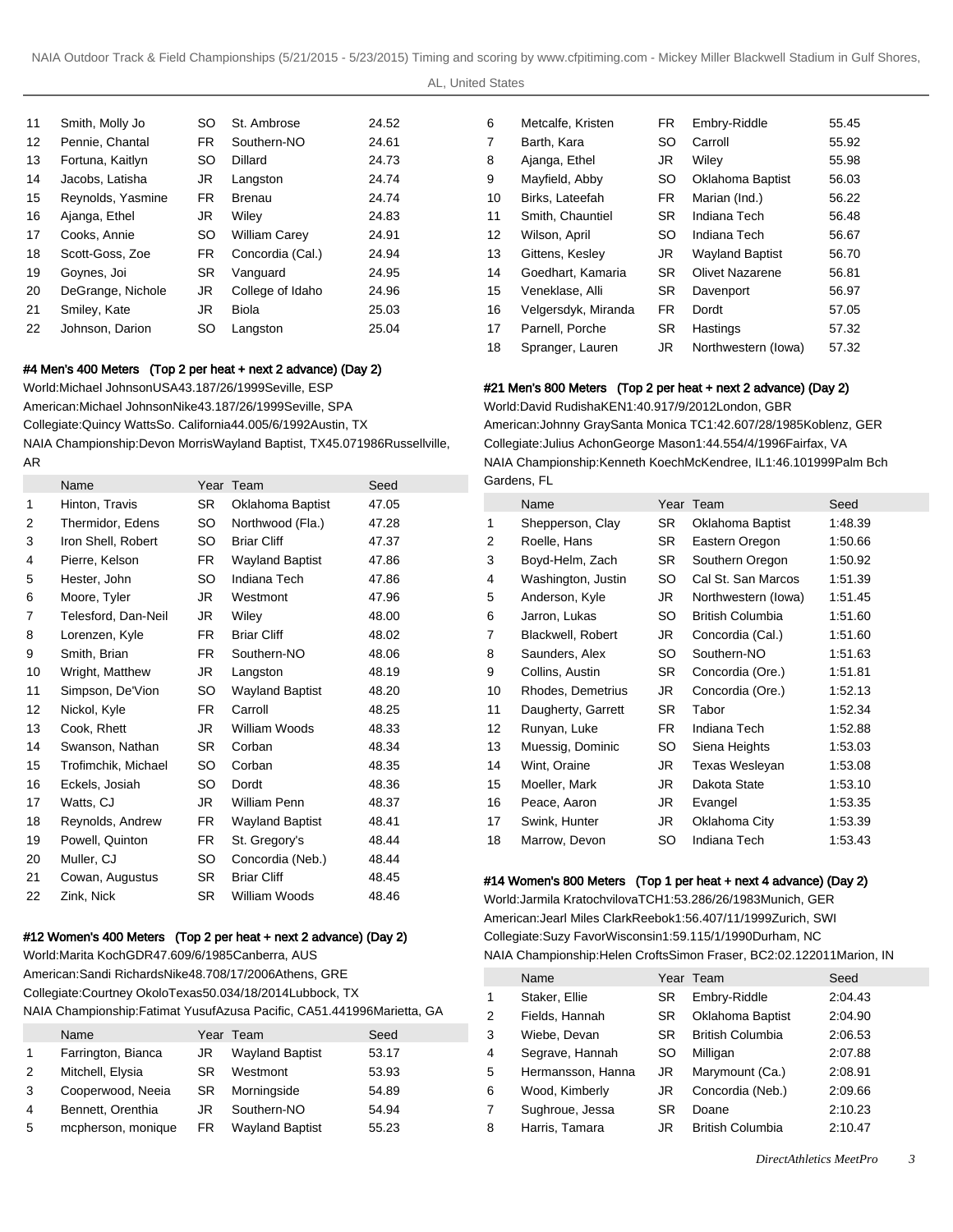| | Name | Year | Team | Seed |
|---|---|---|---|---|
| 11 | Smith, Molly Jo | SO | St. Ambrose | 24.52 |
| 12 | Pennie, Chantal | FR | Southern-NO | 24.61 |
| 13 | Fortuna, Kaitlyn | SO | Dillard | 24.73 |
| 14 | Jacobs, Latisha | JR | Langston | 24.74 |
| 15 | Reynolds, Yasmine | FR | Brenau | 24.74 |
| 16 | Ajanga, Ethel | JR | Wiley | 24.83 |
| 17 | Cooks, Annie | SO | William Carey | 24.91 |
| 18 | Scott-Goss, Zoe | FR | Concordia (Cal.) | 24.94 |
| 19 | Goynes, Joi | SR | Vanguard | 24.95 |
| 20 | DeGrange, Nichole | JR | College of Idaho | 24.96 |
| 21 | Smiley, Kate | JR | Biola | 25.03 |
| 22 | Johnson, Darion | SO | Langston | 25.04 |

#### #4 Men's 400 Meters (Top 2 per heat + next 2 advance) (Day 2)

World:Michael JohnsonUSA43.187/26/1999Seville, ESP
American:Michael JohnsonNike43.187/26/1999Seville, SPA
Collegiate:Quincy WattsSo. California44.005/6/1992Austin, TX
NAIA Championship:Devon MorrisWayland Baptist, TX45.071986Russellville, AR

| | Name | Year | Team | Seed |
|---|---|---|---|---|
| 1 | Hinton, Travis | SR | Oklahoma Baptist | 47.05 |
| 2 | Thermidor, Edens | SO | Northwood (Fla.) | 47.28 |
| 3 | Iron Shell, Robert | SO | Briar Cliff | 47.37 |
| 4 | Pierre, Kelson | FR | Wayland Baptist | 47.86 |
| 5 | Hester, John | SO | Indiana Tech | 47.86 |
| 6 | Moore, Tyler | JR | Westmont | 47.96 |
| 7 | Telesford, Dan-Neil | JR | Wiley | 48.00 |
| 8 | Lorenzen, Kyle | FR | Briar Cliff | 48.02 |
| 9 | Smith, Brian | FR | Southern-NO | 48.06 |
| 10 | Wright, Matthew | JR | Langston | 48.19 |
| 11 | Simpson, De'Vion | SO | Wayland Baptist | 48.20 |
| 12 | Nickol, Kyle | FR | Carroll | 48.25 |
| 13 | Cook, Rhett | JR | William Woods | 48.33 |
| 14 | Swanson, Nathan | SR | Corban | 48.34 |
| 15 | Trofimchik, Michael | SO | Corban | 48.35 |
| 16 | Eckels, Josiah | SO | Dordt | 48.36 |
| 17 | Watts, CJ | JR | William Penn | 48.37 |
| 18 | Reynolds, Andrew | FR | Wayland Baptist | 48.41 |
| 19 | Powell, Quinton | FR | St. Gregory's | 48.44 |
| 20 | Muller, CJ | SO | Concordia (Neb.) | 48.44 |
| 21 | Cowan, Augustus | SR | Briar Cliff | 48.45 |
| 22 | Zink, Nick | SR | William Woods | 48.46 |

#### #12 Women's 400 Meters (Top 2 per heat + next 2 advance) (Day 2)

World:Marita KochGDR47.609/6/1985Canberra, AUS
American:Sandi RichardsNike48.708/17/2006Athens, GRE
Collegiate:Courtney OkoloTexas50.034/18/2014Lubbock, TX
NAIA Championship:Fatimat YusufAzusa Pacific, CA51.441996Marietta, GA

| | Name | Year | Team | Seed |
|---|---|---|---|---|
| 1 | Farrington, Bianca | JR | Wayland Baptist | 53.17 |
| 2 | Mitchell, Elysia | SR | Westmont | 53.93 |
| 3 | Cooperwood, Neeia | SR | Morningside | 54.89 |
| 4 | Bennett, Orenthia | JR | Southern-NO | 54.94 |
| 5 | mcpherson, monique | FR | Wayland Baptist | 55.23 |
| 6 | Metcalfe, Kristen | FR | Embry-Riddle | 55.45 |
| 7 | Barth, Kara | SO | Carroll | 55.92 |
| 8 | Ajanga, Ethel | JR | Wiley | 55.98 |
| 9 | Mayfield, Abby | SO | Oklahoma Baptist | 56.03 |
| 10 | Birks, Lateefah | FR | Marian (Ind.) | 56.22 |
| 11 | Smith, Chauntiel | SR | Indiana Tech | 56.48 |
| 12 | Wilson, April | SO | Indiana Tech | 56.67 |
| 13 | Gittens, Kesley | JR | Wayland Baptist | 56.70 |
| 14 | Goedhart, Kamaria | SR | Olivet Nazarene | 56.81 |
| 15 | Veneklase, Alli | SR | Davenport | 56.97 |
| 16 | Velgersdyk, Miranda | FR | Dordt | 57.05 |
| 17 | Parnell, Porche | SR | Hastings | 57.32 |
| 18 | Spranger, Lauren | JR | Northwestern (Iowa) | 57.32 |

#### #21 Men's 800 Meters (Top 2 per heat + next 2 advance) (Day 2)

World:David RudishaKEN1:40.917/9/2012London, GBR
American:Johnny GraySanta Monica TC1:42.607/28/1985Koblenz, GER
Collegiate:Julius AchonGeorge Mason1:44.554/4/1996Fairfax, VA
NAIA Championship:Kenneth KoechMcKendree, IL1:46.101999Palm Bch Gardens, FL

| | Name | Year | Team | Seed |
|---|---|---|---|---|
| 1 | Shepperson, Clay | SR | Oklahoma Baptist | 1:48.39 |
| 2 | Roelle, Hans | SR | Eastern Oregon | 1:50.66 |
| 3 | Boyd-Helm, Zach | SR | Southern Oregon | 1:50.92 |
| 4 | Washington, Justin | SO | Cal St. San Marcos | 1:51.39 |
| 5 | Anderson, Kyle | JR | Northwestern (Iowa) | 1:51.45 |
| 6 | Jarron, Lukas | SO | British Columbia | 1:51.60 |
| 7 | Blackwell, Robert | JR | Concordia (Cal.) | 1:51.60 |
| 8 | Saunders, Alex | SO | Southern-NO | 1:51.63 |
| 9 | Collins, Austin | SR | Concordia (Ore.) | 1:51.81 |
| 10 | Rhodes, Demetrius | JR | Concordia (Ore.) | 1:52.13 |
| 11 | Daugherty, Garrett | SR | Tabor | 1:52.34 |
| 12 | Runyan, Luke | FR | Indiana Tech | 1:52.88 |
| 13 | Muessig, Dominic | SO | Siena Heights | 1:53.03 |
| 14 | Wint, Oraine | JR | Texas Wesleyan | 1:53.08 |
| 15 | Moeller, Mark | JR | Dakota State | 1:53.10 |
| 16 | Peace, Aaron | JR | Evangel | 1:53.35 |
| 17 | Swink, Hunter | JR | Oklahoma City | 1:53.39 |
| 18 | Marrow, Devon | SO | Indiana Tech | 1:53.43 |

#### #14 Women's 800 Meters (Top 1 per heat + next 4 advance) (Day 2)

World:Jarmila KratochvilovaTCH1:53.286/26/1983Munich, GER
American:Jearl Miles ClarkReebok1:56.407/11/1999Zurich, SWI
Collegiate:Suzy FavorWisconsin1:59.115/1/1990Durham, NC
NAIA Championship:Helen CroftsSimon Fraser, BC2:02.122011Marion, IN

| | Name | Year | Team | Seed |
|---|---|---|---|---|
| 1 | Staker, Ellie | SR | Embry-Riddle | 2:04.43 |
| 2 | Fields, Hannah | SR | Oklahoma Baptist | 2:04.90 |
| 3 | Wiebe, Devan | SR | British Columbia | 2:06.53 |
| 4 | Segrave, Hannah | SO | Milligan | 2:07.88 |
| 5 | Hermansson, Hanna | JR | Marymount (Ca.) | 2:08.91 |
| 6 | Wood, Kimberly | JR | Concordia (Neb.) | 2:09.66 |
| 7 | Sughroue, Jessa | SR | Doane | 2:10.23 |
| 8 | Harris, Tamara | JR | British Columbia | 2:10.47 |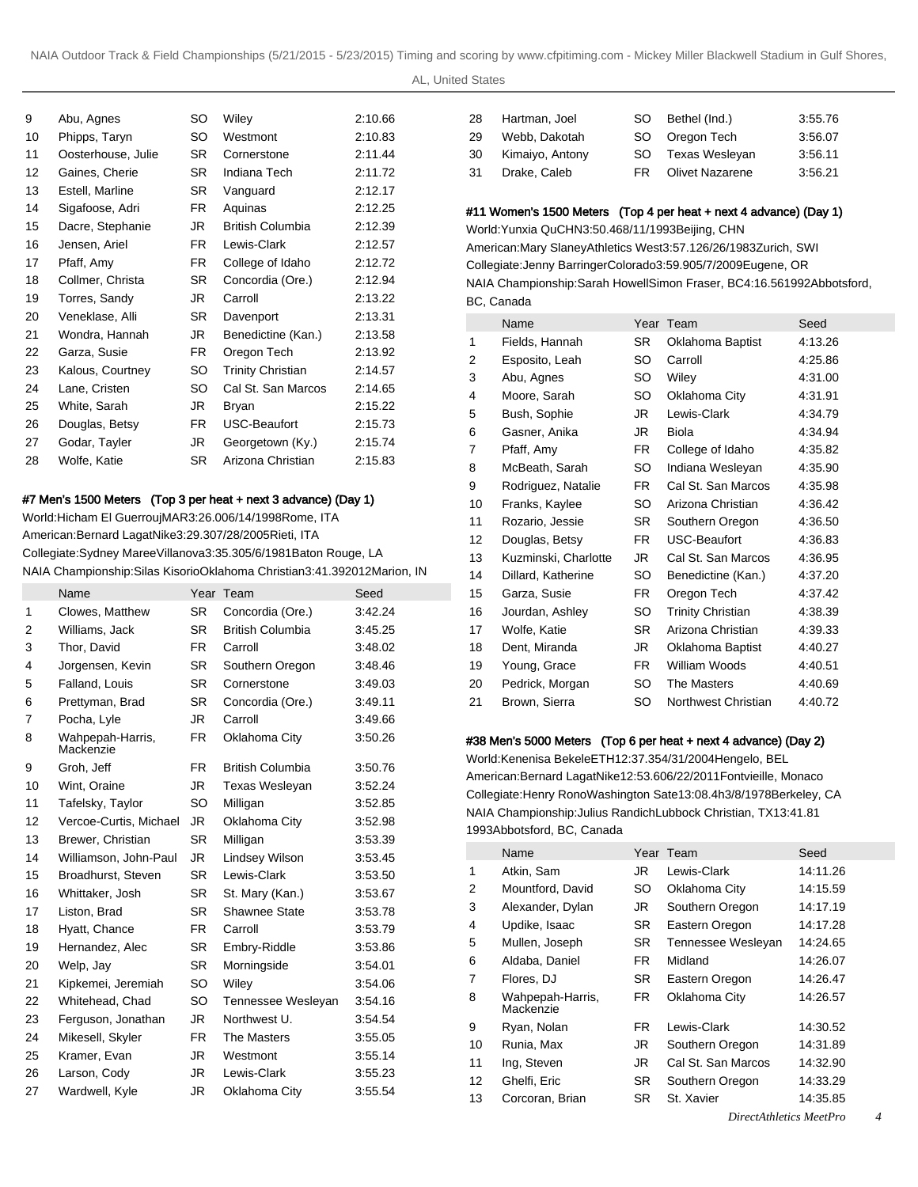| | Name | Year | Team | Seed |
|---|---|---|---|---|
| 9 | Abu, Agnes | SO | Wiley | 2:10.66 |
| 10 | Phipps, Taryn | SO | Westmont | 2:10.83 |
| 11 | Oosterhouse, Julie | SR | Cornerstone | 2:11.44 |
| 12 | Gaines, Cherie | SR | Indiana Tech | 2:11.72 |
| 13 | Estell, Marline | SR | Vanguard | 2:12.17 |
| 14 | Sigafoose, Adri | FR | Aquinas | 2:12.25 |
| 15 | Dacre, Stephanie | JR | British Columbia | 2:12.39 |
| 16 | Jensen, Ariel | FR | Lewis-Clark | 2:12.57 |
| 17 | Pfaff, Amy | FR | College of Idaho | 2:12.72 |
| 18 | Collmer, Christa | SR | Concordia (Ore.) | 2:12.94 |
| 19 | Torres, Sandy | JR | Carroll | 2:13.22 |
| 20 | Veneklase, Alli | SR | Davenport | 2:13.31 |
| 21 | Wondra, Hannah | JR | Benedictine (Kan.) | 2:13.58 |
| 22 | Garza, Susie | FR | Oregon Tech | 2:13.92 |
| 23 | Kalous, Courtney | SO | Trinity Christian | 2:14.57 |
| 24 | Lane, Cristen | SO | Cal St. San Marcos | 2:14.65 |
| 25 | White, Sarah | JR | Bryan | 2:15.22 |
| 26 | Douglas, Betsy | FR | USC-Beaufort | 2:15.73 |
| 27 | Godar, Tayler | JR | Georgetown (Ky.) | 2:15.74 |
| 28 | Wolfe, Katie | SR | Arizona Christian | 2:15.83 |

#### #7 Men's 1500 Meters (Top 3 per heat + next 3 advance) (Day 1)

World:Hicham El GuerroujMAR3:26.006/14/1998Rome, ITA
American:Bernard LagatNike3:29.307/28/2005Rieti, ITA
Collegiate:Sydney MareeVillanova3:35.305/6/1981Baton Rouge, LA
NAIA Championship:Silas KisorioOklahoma Christian3:41.392012Marion, IN

| | Name | Year | Team | Seed |
|---|---|---|---|---|
| 1 | Clowes, Matthew | SR | Concordia (Ore.) | 3:42.24 |
| 2 | Williams, Jack | SR | British Columbia | 3:45.25 |
| 3 | Thor, David | FR | Carroll | 3:48.02 |
| 4 | Jorgensen, Kevin | SR | Southern Oregon | 3:48.46 |
| 5 | Falland, Louis | SR | Cornerstone | 3:49.03 |
| 6 | Prettyman, Brad | SR | Concordia (Ore.) | 3:49.11 |
| 7 | Pocha, Lyle | JR | Carroll | 3:49.66 |
| 8 | Wahpepah-Harris, Mackenzie | FR | Oklahoma City | 3:50.26 |
| 9 | Groh, Jeff | FR | British Columbia | 3:50.76 |
| 10 | Wint, Oraine | JR | Texas Wesleyan | 3:52.24 |
| 11 | Tafelsky, Taylor | SO | Milligan | 3:52.85 |
| 12 | Vercoe-Curtis, Michael | JR | Oklahoma City | 3:52.98 |
| 13 | Brewer, Christian | SR | Milligan | 3:53.39 |
| 14 | Williamson, John-Paul | JR | Lindsey Wilson | 3:53.45 |
| 15 | Broadhurst, Steven | SR | Lewis-Clark | 3:53.50 |
| 16 | Whittaker, Josh | SR | St. Mary (Kan.) | 3:53.67 |
| 17 | Liston, Brad | SR | Shawnee State | 3:53.78 |
| 18 | Hyatt, Chance | FR | Carroll | 3:53.79 |
| 19 | Hernandez, Alec | SR | Embry-Riddle | 3:53.86 |
| 20 | Welp, Jay | SR | Morningside | 3:54.01 |
| 21 | Kipkemei, Jeremiah | SO | Wiley | 3:54.06 |
| 22 | Whitehead, Chad | SO | Tennessee Wesleyan | 3:54.16 |
| 23 | Ferguson, Jonathan | JR | Northwest U. | 3:54.54 |
| 24 | Mikesell, Skyler | FR | The Masters | 3:55.05 |
| 25 | Kramer, Evan | JR | Westmont | 3:55.14 |
| 26 | Larson, Cody | JR | Lewis-Clark | 3:55.23 |
| 27 | Wardwell, Kyle | JR | Oklahoma City | 3:55.54 |
| 28 | Hartman, Joel | SO | Bethel (Ind.) | 3:55.76 |
| 29 | Webb, Dakotah | SO | Oregon Tech | 3:56.07 |
| 30 | Kimaiyo, Antony | SO | Texas Wesleyan | 3:56.11 |
| 31 | Drake, Caleb | FR | Olivet Nazarene | 3:56.21 |

#### #11 Women's 1500 Meters (Top 4 per heat + next 4 advance) (Day 1)

World:Yunxia QuCHN3:50.468/11/1993Beijing, CHN
American:Mary SlaneyAthletics West3:57.126/26/1983Zurich, SWI
Collegiate:Jenny BarringerColorado3:59.905/7/2009Eugene, OR
NAIA Championship:Sarah HowellSimon Fraser, BC4:16.561992Abbotsford, BC, Canada

| | Name | Year | Team | Seed |
|---|---|---|---|---|
| 1 | Fields, Hannah | SR | Oklahoma Baptist | 4:13.26 |
| 2 | Esposito, Leah | SO | Carroll | 4:25.86 |
| 3 | Abu, Agnes | SO | Wiley | 4:31.00 |
| 4 | Moore, Sarah | SO | Oklahoma City | 4:31.91 |
| 5 | Bush, Sophie | JR | Lewis-Clark | 4:34.79 |
| 6 | Gasner, Anika | JR | Biola | 4:34.94 |
| 7 | Pfaff, Amy | FR | College of Idaho | 4:35.82 |
| 8 | McBeath, Sarah | SO | Indiana Wesleyan | 4:35.90 |
| 9 | Rodriguez, Natalie | FR | Cal St. San Marcos | 4:35.98 |
| 10 | Franks, Kaylee | SO | Arizona Christian | 4:36.42 |
| 11 | Rozario, Jessie | SR | Southern Oregon | 4:36.50 |
| 12 | Douglas, Betsy | FR | USC-Beaufort | 4:36.83 |
| 13 | Kuzminski, Charlotte | JR | Cal St. San Marcos | 4:36.95 |
| 14 | Dillard, Katherine | SO | Benedictine (Kan.) | 4:37.20 |
| 15 | Garza, Susie | FR | Oregon Tech | 4:37.42 |
| 16 | Jourdan, Ashley | SO | Trinity Christian | 4:38.39 |
| 17 | Wolfe, Katie | SR | Arizona Christian | 4:39.33 |
| 18 | Dent, Miranda | JR | Oklahoma Baptist | 4:40.27 |
| 19 | Young, Grace | FR | William Woods | 4:40.51 |
| 20 | Pedrick, Morgan | SO | The Masters | 4:40.69 |
| 21 | Brown, Sierra | SO | Northwest Christian | 4:40.72 |

#### #38 Men's 5000 Meters (Top 6 per heat + next 4 advance) (Day 2)

World:Kenenisa BekeleETH12:37.354/31/2004Hengelo, BEL
American:Bernard LagatNike12:53.606/22/2011Fontvieille, Monaco
Collegiate:Henry RonoWashington Sate13:08.4h3/8/1978Berkeley, CA
NAIA Championship:Julius RandichLubbock Christian, TX13:41.81 1993Abbotsford, BC, Canada

| | Name | Year | Team | Seed |
|---|---|---|---|---|
| 1 | Atkin, Sam | JR | Lewis-Clark | 14:11.26 |
| 2 | Mountford, David | SO | Oklahoma City | 14:15.59 |
| 3 | Alexander, Dylan | JR | Southern Oregon | 14:17.19 |
| 4 | Updike, Isaac | SR | Eastern Oregon | 14:17.28 |
| 5 | Mullen, Joseph | SR | Tennessee Wesleyan | 14:24.65 |
| 6 | Aldaba, Daniel | FR | Midland | 14:26.07 |
| 7 | Flores, DJ | SR | Eastern Oregon | 14:26.47 |
| 8 | Wahpepah-Harris, Mackenzie | FR | Oklahoma City | 14:26.57 |
| 9 | Ryan, Nolan | FR | Lewis-Clark | 14:30.52 |
| 10 | Runia, Max | JR | Southern Oregon | 14:31.89 |
| 11 | Ing, Steven | JR | Cal St. San Marcos | 14:32.90 |
| 12 | Ghelfi, Eric | SR | Southern Oregon | 14:33.29 |
| 13 | Corcoran, Brian | SR | St. Xavier | 14:35.85 |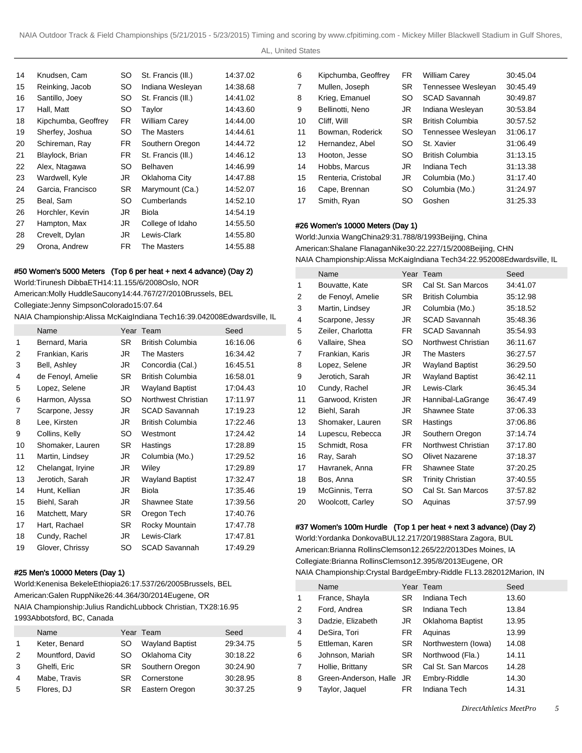| | Name | Year | Team | Seed |
|---|---|---|---|---|
| 14 | Knudsen, Cam | SO | St. Francis (Ill.) | 14:37.02 |
| 15 | Reinking, Jacob | SO | Indiana Wesleyan | 14:38.68 |
| 16 | Santillo, Joey | SO | St. Francis (Ill.) | 14:41.02 |
| 17 | Hall, Matt | SO | Taylor | 14:43.60 |
| 18 | Kipchumba, Geoffrey | FR | William Carey | 14:44.00 |
| 19 | Sherfey, Joshua | SO | The Masters | 14:44.61 |
| 20 | Schireman, Ray | FR | Southern Oregon | 14:44.72 |
| 21 | Blaylock, Brian | FR | St. Francis (Ill.) | 14:46.12 |
| 22 | Alex, Ntagawa | SO | Belhaven | 14:46.99 |
| 23 | Wardwell, Kyle | JR | Oklahoma City | 14:47.88 |
| 24 | Garcia, Francisco | SR | Marymount (Ca.) | 14:52.07 |
| 25 | Beal, Sam | SO | Cumberlands | 14:52.10 |
| 26 | Horchler, Kevin | JR | Biola | 14:54.19 |
| 27 | Hampton, Max | JR | College of Idaho | 14:55.50 |
| 28 | Crevelt, Dylan | JR | Lewis-Clark | 14:55.80 |
| 29 | Orona, Andrew | FR | The Masters | 14:55.88 |

#### #50 Women's 5000 Meters (Top 6 per heat + next 4 advance) (Day 2)

World:Tirunesh DibbaETH14:11.155/6/2008Oslo, NOR
American:Molly HuddleSaucony14:44.767/27/2010Brussels, BEL
Collegiate:Jenny SimpsonColorado15:07.64
NAIA Championship:Alissa McKaigIndiana Tech16:39.042008Edwardsville, IL

| | Name | Year | Team | Seed |
|---|---|---|---|---|
| 1 | Bernard, Maria | SR | British Columbia | 16:16.06 |
| 2 | Frankian, Karis | JR | The Masters | 16:34.42 |
| 3 | Bell, Ashley | JR | Concordia (Cal.) | 16:45.51 |
| 4 | de Fenoyl, Amelie | SR | British Columbia | 16:58.01 |
| 5 | Lopez, Selene | JR | Wayland Baptist | 17:04.43 |
| 6 | Harmon, Alyssa | SO | Northwest Christian | 17:11.97 |
| 7 | Scarpone, Jessy | JR | SCAD Savannah | 17:19.23 |
| 8 | Lee, Kirsten | JR | British Columbia | 17:22.46 |
| 9 | Collins, Kelly | SO | Westmont | 17:24.42 |
| 10 | Shomaker, Lauren | SR | Hastings | 17:28.89 |
| 11 | Martin, Lindsey | JR | Columbia (Mo.) | 17:29.52 |
| 12 | Chelangat, Iryine | JR | Wiley | 17:29.89 |
| 13 | Jerotich, Sarah | JR | Wayland Baptist | 17:32.47 |
| 14 | Hunt, Kellian | JR | Biola | 17:35.46 |
| 15 | Biehl, Sarah | JR | Shawnee State | 17:39.56 |
| 16 | Matchett, Mary | SR | Oregon Tech | 17:40.76 |
| 17 | Hart, Rachael | SR | Rocky Mountain | 17:47.78 |
| 18 | Cundy, Rachel | JR | Lewis-Clark | 17:47.81 |
| 19 | Glover, Chrissy | SO | SCAD Savannah | 17:49.29 |

#### #25 Men's 10000 Meters (Day 1)

World:Kenenisa BekeleEthiopia26:17.537/26/2005Brussels, BEL
American:Galen RuppNike26:44.364/30/2014Eugene, OR
NAIA Championship:Julius RandichLubbock Christian, TX28:16.95 1993Abbotsford, BC, Canada

| | Name | Year | Team | Seed |
|---|---|---|---|---|
| 1 | Keter, Benard | SO | Wayland Baptist | 29:34.75 |
| 2 | Mountford, David | SO | Oklahoma City | 30:18.22 |
| 3 | Ghelfi, Eric | SR | Southern Oregon | 30:24.90 |
| 4 | Mabe, Travis | SR | Cornerstone | 30:28.95 |
| 5 | Flores, DJ | SR | Eastern Oregon | 30:37.25 |
| 6 | Kipchumba, Geoffrey | FR | William Carey | 30:45.04 |
| 7 | Mullen, Joseph | SR | Tennessee Wesleyan | 30:45.49 |
| 8 | Krieg, Emanuel | SO | SCAD Savannah | 30:49.87 |
| 9 | Bellinotti, Neno | JR | Indiana Wesleyan | 30:53.84 |
| 10 | Cliff, Will | SR | British Columbia | 30:57.52 |
| 11 | Bowman, Roderick | SO | Tennessee Wesleyan | 31:06.17 |
| 12 | Hernandez, Abel | SO | St. Xavier | 31:06.49 |
| 13 | Hooton, Jesse | SO | British Columbia | 31:13.15 |
| 14 | Hobbs, Marcus | JR | Indiana Tech | 31:13.38 |
| 15 | Renteria, Cristobal | JR | Columbia (Mo.) | 31:17.40 |
| 16 | Cape, Brennan | SO | Columbia (Mo.) | 31:24.97 |
| 17 | Smith, Ryan | SO | Goshen | 31:25.33 |

#### #26 Women's 10000 Meters (Day 1)

World:Junxia WangChina29:31.788/8/1993Beijing, China
American:Shalane FlanaganNike30:22.227/15/2008Beijing, CHN
NAIA Championship:Alissa McKaigIndiana Tech34:22.952008Edwardsville, IL

| | Name | Year | Team | Seed |
|---|---|---|---|---|
| 1 | Bouvatte, Kate | SR | Cal St. San Marcos | 34:41.07 |
| 2 | de Fenoyl, Amelie | SR | British Columbia | 35:12.98 |
| 3 | Martin, Lindsey | JR | Columbia (Mo.) | 35:18.52 |
| 4 | Scarpone, Jessy | JR | SCAD Savannah | 35:48.36 |
| 5 | Zeiler, Charlotta | FR | SCAD Savannah | 35:54.93 |
| 6 | Vallaire, Shea | SO | Northwest Christian | 36:11.67 |
| 7 | Frankian, Karis | JR | The Masters | 36:27.57 |
| 8 | Lopez, Selene | JR | Wayland Baptist | 36:29.50 |
| 9 | Jerotich, Sarah | JR | Wayland Baptist | 36:42.11 |
| 10 | Cundy, Rachel | JR | Lewis-Clark | 36:45.34 |
| 11 | Garwood, Kristen | JR | Hannibal-LaGrange | 36:47.49 |
| 12 | Biehl, Sarah | JR | Shawnee State | 37:06.33 |
| 13 | Shomaker, Lauren | SR | Hastings | 37:06.86 |
| 14 | Lupescu, Rebecca | JR | Southern Oregon | 37:14.74 |
| 15 | Schmidt, Rosa | FR | Northwest Christian | 37:17.80 |
| 16 | Ray, Sarah | SO | Olivet Nazarene | 37:18.37 |
| 17 | Havranek, Anna | FR | Shawnee State | 37:20.25 |
| 18 | Bos, Anna | SR | Trinity Christian | 37:40.55 |
| 19 | McGinnis, Terra | SO | Cal St. San Marcos | 37:57.82 |
| 20 | Woolcott, Carley | SO | Aquinas | 37:57.99 |

#### #37 Women's 100m Hurdle (Top 1 per heat + next 3 advance) (Day 2)

World:Yordanka DonkovaBUL12.217/20/1988Stara Zagora, BUL
American:Brianna RollinsClemson12.265/22/2013Des Moines, IA
Collegiate:Brianna RollinsClemson12.395/8/2013Eugene, OR
NAIA Championship:Crystal BardgeEmbry-Riddle FL13.282012Marion, IN

| | Name | Year | Team | Seed |
|---|---|---|---|---|
| 1 | France, Shayla | SR | Indiana Tech | 13.60 |
| 2 | Ford, Andrea | SR | Indiana Tech | 13.84 |
| 3 | Dadzie, Elizabeth | JR | Oklahoma Baptist | 13.95 |
| 4 | DeSira, Tori | FR | Aquinas | 13.99 |
| 5 | Ettleman, Karen | SR | Northwestern (Iowa) | 14.08 |
| 6 | Johnson, Mariah | SR | Northwood (Fla.) | 14.11 |
| 7 | Hollie, Brittany | SR | Cal St. San Marcos | 14.28 |
| 8 | Green-Anderson, Halle | JR | Embry-Riddle | 14.30 |
| 9 | Taylor, Jaquel | FR | Indiana Tech | 14.31 |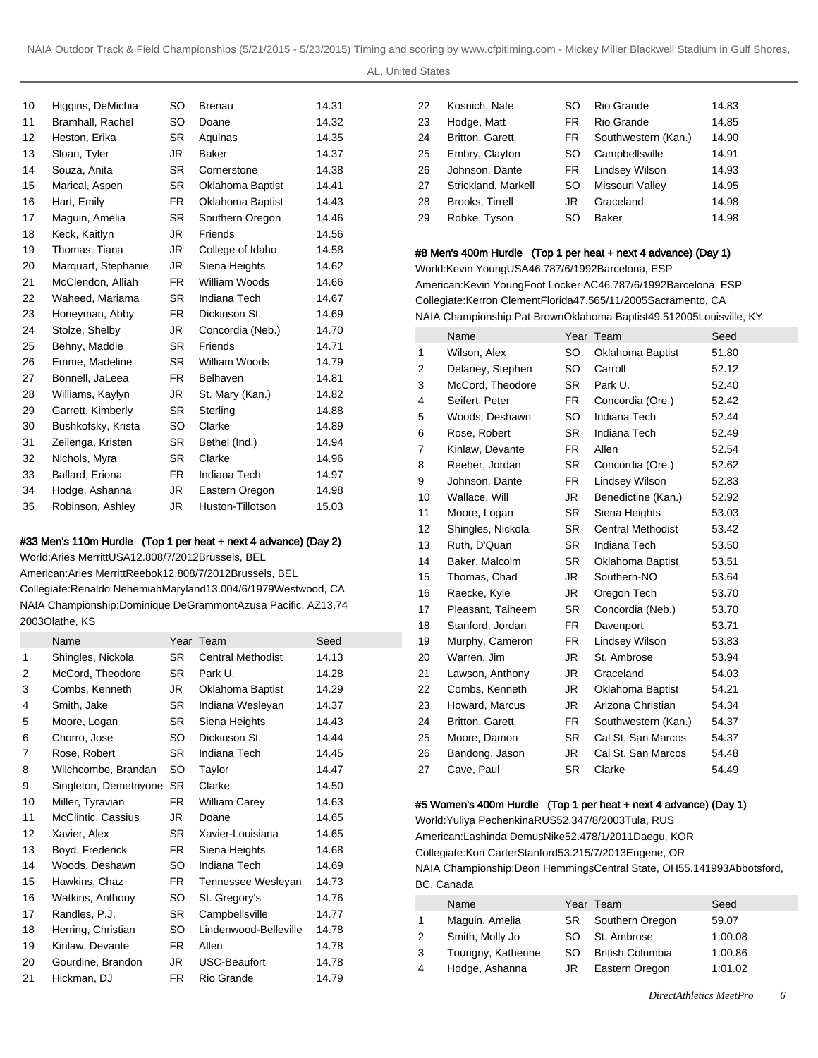| | Name | Year | Team | Seed |
|---|---|---|---|---|
| 10 | Higgins, DeMichia | SO | Brenau | 14.31 |
| 11 | Bramhall, Rachel | SO | Doane | 14.32 |
| 12 | Heston, Erika | SR | Aquinas | 14.35 |
| 13 | Sloan, Tyler | JR | Baker | 14.37 |
| 14 | Souza, Anita | SR | Cornerstone | 14.38 |
| 15 | Marical, Aspen | SR | Oklahoma Baptist | 14.41 |
| 16 | Hart, Emily | FR | Oklahoma Baptist | 14.43 |
| 17 | Maguin, Amelia | SR | Southern Oregon | 14.46 |
| 18 | Keck, Kaitlyn | JR | Friends | 14.56 |
| 19 | Thomas, Tiana | JR | College of Idaho | 14.58 |
| 20 | Marquart, Stephanie | JR | Siena Heights | 14.62 |
| 21 | McClendon, Alliah | FR | William Woods | 14.66 |
| 22 | Waheed, Mariama | SR | Indiana Tech | 14.67 |
| 23 | Honeyman, Abby | FR | Dickinson St. | 14.69 |
| 24 | Stolze, Shelby | JR | Concordia (Neb.) | 14.70 |
| 25 | Behny, Maddie | SR | Friends | 14.71 |
| 26 | Emme, Madeline | SR | William Woods | 14.79 |
| 27 | Bonnell, JaLeea | FR | Belhaven | 14.81 |
| 28 | Williams, Kaylyn | JR | St. Mary (Kan.) | 14.82 |
| 29 | Garrett, Kimberly | SR | Sterling | 14.88 |
| 30 | Bushkofsky, Krista | SO | Clarke | 14.89 |
| 31 | Zeilenga, Kristen | SR | Bethel (Ind.) | 14.94 |
| 32 | Nichols, Myra | SR | Clarke | 14.96 |
| 33 | Ballard, Eriona | FR | Indiana Tech | 14.97 |
| 34 | Hodge, Ashanna | JR | Eastern Oregon | 14.98 |
| 35 | Robinson, Ashley | JR | Huston-Tillotson | 15.03 |

#### #33 Men's 110m Hurdle (Top 1 per heat + next 4 advance) (Day 2)

World:Aries MerrittUSA12.808/7/2012Brussels, BEL
American:Aries MerrittReebok12.808/7/2012Brussels, BEL
Collegiate:Renaldo NehemiahMaryland13.004/6/1979Westwood, CA
NAIA Championship:Dominique DeGrammontAzusa Pacific, AZ13.74 2003Olathe, KS

| | Name | Year | Team | Seed |
|---|---|---|---|---|
| 1 | Shingles, Nickola | SR | Central Methodist | 14.13 |
| 2 | McCord, Theodore | SR | Park U. | 14.28 |
| 3 | Combs, Kenneth | JR | Oklahoma Baptist | 14.29 |
| 4 | Smith, Jake | SR | Indiana Wesleyan | 14.37 |
| 5 | Moore, Logan | SR | Siena Heights | 14.43 |
| 6 | Chorro, Jose | SO | Dickinson St. | 14.44 |
| 7 | Rose, Robert | SR | Indiana Tech | 14.45 |
| 8 | Wilchcombe, Brandan | SO | Taylor | 14.47 |
| 9 | Singleton, Demetriyone | SR | Clarke | 14.50 |
| 10 | Miller, Tyravian | FR | William Carey | 14.63 |
| 11 | McClintic, Cassius | JR | Doane | 14.65 |
| 12 | Xavier, Alex | SR | Xavier-Louisiana | 14.65 |
| 13 | Boyd, Frederick | FR | Siena Heights | 14.68 |
| 14 | Woods, Deshawn | SO | Indiana Tech | 14.69 |
| 15 | Hawkins, Chaz | FR | Tennessee Wesleyan | 14.73 |
| 16 | Watkins, Anthony | SO | St. Gregory's | 14.76 |
| 17 | Randles, P.J. | SR | Campbellsville | 14.77 |
| 18 | Herring, Christian | SO | Lindenwood-Belleville | 14.78 |
| 19 | Kinlaw, Devante | FR | Allen | 14.78 |
| 20 | Gourdine, Brandon | JR | USC-Beaufort | 14.78 |
| 21 | Hickman, DJ | FR | Rio Grande | 14.79 |
| 22 | Kosnich, Nate | SO | Rio Grande | 14.83 |
| 23 | Hodge, Matt | FR | Rio Grande | 14.85 |
| 24 | Britton, Garett | FR | Southwestern (Kan.) | 14.90 |
| 25 | Embry, Clayton | SO | Campbellsville | 14.91 |
| 26 | Johnson, Dante | FR | Lindsey Wilson | 14.93 |
| 27 | Strickland, Markell | SO | Missouri Valley | 14.95 |
| 28 | Brooks, Tirrell | JR | Graceland | 14.98 |
| 29 | Robke, Tyson | SO | Baker | 14.98 |

#### #8 Men's 400m Hurdle (Top 1 per heat + next 4 advance) (Day 1)

World:Kevin YoungUSA46.787/6/1992Barcelona, ESP
American:Kevin YoungFoot Locker AC46.787/6/1992Barcelona, ESP
Collegiate:Kerron ClementFlorida47.565/11/2005Sacramento, CA
NAIA Championship:Pat BrownOklahoma Baptist49.512005Louisville, KY

| | Name | Year | Team | Seed |
|---|---|---|---|---|
| 1 | Wilson, Alex | SO | Oklahoma Baptist | 51.80 |
| 2 | Delaney, Stephen | SO | Carroll | 52.12 |
| 3 | McCord, Theodore | SR | Park U. | 52.40 |
| 4 | Seifert, Peter | FR | Concordia (Ore.) | 52.42 |
| 5 | Woods, Deshawn | SO | Indiana Tech | 52.44 |
| 6 | Rose, Robert | SR | Indiana Tech | 52.49 |
| 7 | Kinlaw, Devante | FR | Allen | 52.54 |
| 8 | Reeher, Jordan | SR | Concordia (Ore.) | 52.62 |
| 9 | Johnson, Dante | FR | Lindsey Wilson | 52.83 |
| 10 | Wallace, Will | JR | Benedictine (Kan.) | 52.92 |
| 11 | Moore, Logan | SR | Siena Heights | 53.03 |
| 12 | Shingles, Nickola | SR | Central Methodist | 53.42 |
| 13 | Ruth, D'Quan | SR | Indiana Tech | 53.50 |
| 14 | Baker, Malcolm | SR | Oklahoma Baptist | 53.51 |
| 15 | Thomas, Chad | JR | Southern-NO | 53.64 |
| 16 | Raecke, Kyle | JR | Oregon Tech | 53.70 |
| 17 | Pleasant, Taiheem | SR | Concordia (Neb.) | 53.70 |
| 18 | Stanford, Jordan | FR | Davenport | 53.71 |
| 19 | Murphy, Cameron | FR | Lindsey Wilson | 53.83 |
| 20 | Warren, Jim | JR | St. Ambrose | 53.94 |
| 21 | Lawson, Anthony | JR | Graceland | 54.03 |
| 22 | Combs, Kenneth | JR | Oklahoma Baptist | 54.21 |
| 23 | Howard, Marcus | JR | Arizona Christian | 54.34 |
| 24 | Britton, Garett | FR | Southwestern (Kan.) | 54.37 |
| 25 | Moore, Damon | SR | Cal St. San Marcos | 54.37 |
| 26 | Bandong, Jason | JR | Cal St. San Marcos | 54.48 |
| 27 | Cave, Paul | SR | Clarke | 54.49 |

#### #5 Women's 400m Hurdle (Top 1 per heat + next 4 advance) (Day 1)

World:Yuliya PechenkinaRUS52.347/8/2003Tula, RUS
American:Lashinda DemusNike52.478/1/2011Daegu, KOR
Collegiate:Kori CarterStanford53.215/7/2013Eugene, OR
NAIA Championship:Deon HemmingsCentral State, OH55.141993Abbotsford, BC, Canada

| | Name | Year | Team | Seed |
|---|---|---|---|---|
| 1 | Maguin, Amelia | SR | Southern Oregon | 59.07 |
| 2 | Smith, Molly Jo | SO | St. Ambrose | 1:00.08 |
| 3 | Tourigny, Katherine | SO | British Columbia | 1:00.86 |
| 4 | Hodge, Ashanna | JR | Eastern Oregon | 1:01.02 |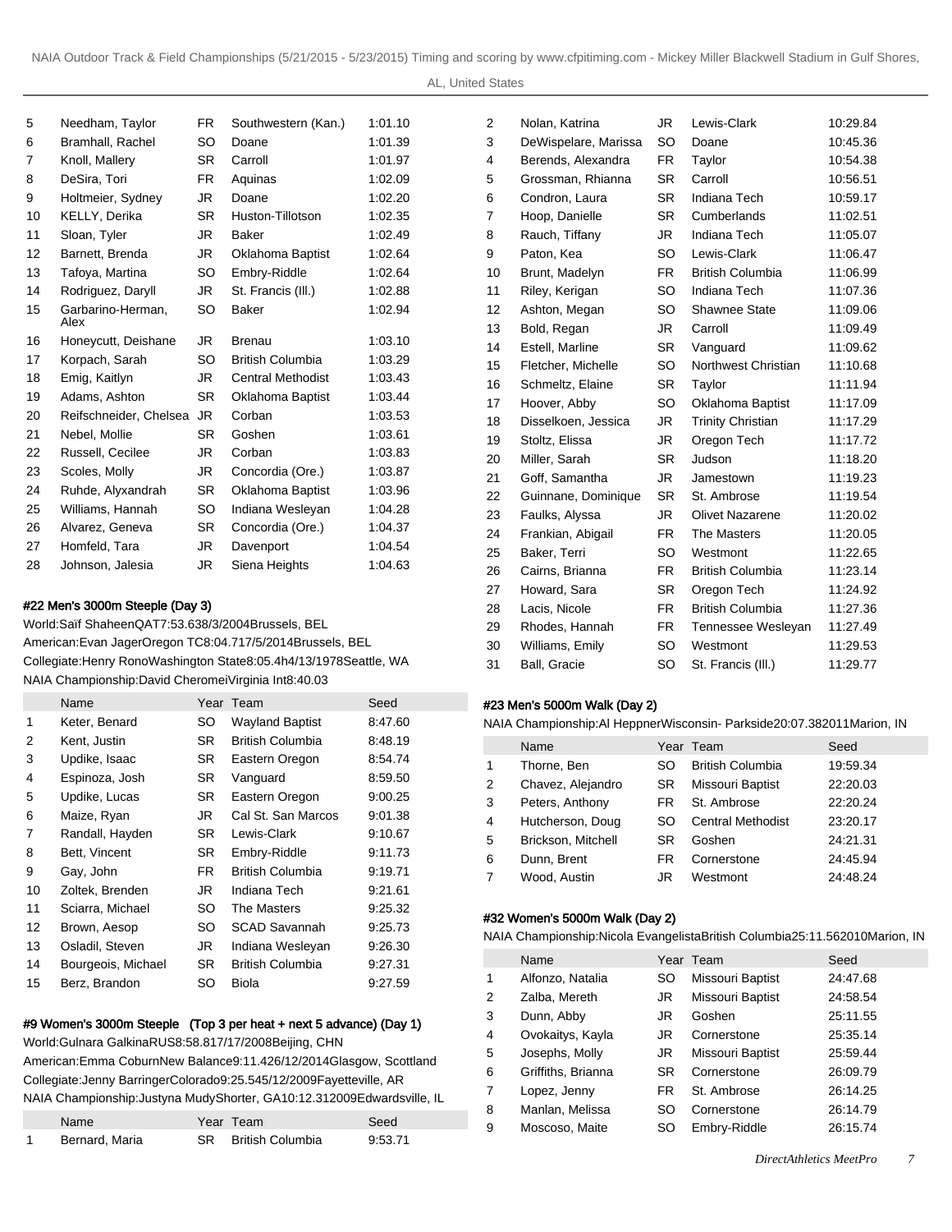| | Name | Year | Team | Seed |
|---|---|---|---|---|
| 5 | Needham, Taylor | FR | Southwestern (Kan.) | 1:01.10 |
| 6 | Bramhall, Rachel | SO | Doane | 1:01.39 |
| 7 | Knoll, Mallery | SR | Carroll | 1:01.97 |
| 8 | DeSira, Tori | FR | Aquinas | 1:02.09 |
| 9 | Holtmeier, Sydney | JR | Doane | 1:02.20 |
| 10 | KELLY, Derika | SR | Huston-Tillotson | 1:02.35 |
| 11 | Sloan, Tyler | JR | Baker | 1:02.49 |
| 12 | Barnett, Brenda | JR | Oklahoma Baptist | 1:02.64 |
| 13 | Tafoya, Martina | SO | Embry-Riddle | 1:02.64 |
| 14 | Rodriguez, Daryll | JR | St. Francis (Ill.) | 1:02.88 |
| 15 | Garbarino-Herman, Alex | SO | Baker | 1:02.94 |
| 16 | Honeycutt, Deishane | JR | Brenau | 1:03.10 |
| 17 | Korpach, Sarah | SO | British Columbia | 1:03.29 |
| 18 | Emig, Kaitlyn | JR | Central Methodist | 1:03.43 |
| 19 | Adams, Ashton | SR | Oklahoma Baptist | 1:03.44 |
| 20 | Reifschneider, Chelsea | JR | Corban | 1:03.53 |
| 21 | Nebel, Mollie | SR | Goshen | 1:03.61 |
| 22 | Russell, Cecilee | JR | Corban | 1:03.83 |
| 23 | Scoles, Molly | JR | Concordia (Ore.) | 1:03.87 |
| 24 | Ruhde, Alyxandrah | SR | Oklahoma Baptist | 1:03.96 |
| 25 | Williams, Hannah | SO | Indiana Wesleyan | 1:04.28 |
| 26 | Alvarez, Geneva | SR | Concordia (Ore.) | 1:04.37 |
| 27 | Homfeld, Tara | JR | Davenport | 1:04.54 |
| 28 | Johnson, Jalesia | JR | Siena Heights | 1:04.63 |

#### #22 Men's 3000m Steeple (Day 3)

World:Saïf ShaheenQAT7:53.638/3/2004Brussels, BEL
American:Evan JagerOregon TC8:04.717/5/2014Brussels, BEL
Collegiate:Henry RonoWashington State8:05.4h4/13/1978Seattle, WA
NAIA Championship:David CheromeiVirginia Int8:40.03

| | Name | Year | Team | Seed |
|---|---|---|---|---|
| 1 | Keter, Benard | SO | Wayland Baptist | 8:47.60 |
| 2 | Kent, Justin | SR | British Columbia | 8:48.19 |
| 3 | Updike, Isaac | SR | Eastern Oregon | 8:54.74 |
| 4 | Espinoza, Josh | SR | Vanguard | 8:59.50 |
| 5 | Updike, Lucas | SR | Eastern Oregon | 9:00.25 |
| 6 | Maize, Ryan | JR | Cal St. San Marcos | 9:01.38 |
| 7 | Randall, Hayden | SR | Lewis-Clark | 9:10.67 |
| 8 | Bett, Vincent | SR | Embry-Riddle | 9:11.73 |
| 9 | Gay, John | FR | British Columbia | 9:19.71 |
| 10 | Zoltek, Brenden | JR | Indiana Tech | 9:21.61 |
| 11 | Sciarra, Michael | SO | The Masters | 9:25.32 |
| 12 | Brown, Aesop | SO | SCAD Savannah | 9:25.73 |
| 13 | Osladil, Steven | JR | Indiana Wesleyan | 9:26.30 |
| 14 | Bourgeois, Michael | SR | British Columbia | 9:27.31 |
| 15 | Berz, Brandon | SO | Biola | 9:27.59 |

#### #9 Women's 3000m Steeple (Top 3 per heat + next 5 advance) (Day 1)

World:Gulnara GalkinaRUS8:58.817/17/2008Beijing, CHN
American:Emma CoburnNew Balance9:11.426/12/2014Glasgow, Scotland
Collegiate:Jenny BarringerColorado9:25.545/12/2009Fayetteville, AR
NAIA Championship:Justyna MudyShorter, GA10:12.312009Edwardsville, IL

| | Name | Year | Team | Seed |
|---|---|---|---|---|
| 1 | Bernard, Maria | SR | British Columbia | 9:53.71 |
| 2 | Nolan, Katrina | JR | Lewis-Clark | 10:29.84 |
| 3 | DeWispelare, Marissa | SO | Doane | 10:45.36 |
| 4 | Berends, Alexandra | FR | Taylor | 10:54.38 |
| 5 | Grossman, Rhianna | SR | Carroll | 10:56.51 |
| 6 | Condron, Laura | SR | Indiana Tech | 10:59.17 |
| 7 | Hoop, Danielle | SR | Cumberlands | 11:02.51 |
| 8 | Rauch, Tiffany | JR | Indiana Tech | 11:05.07 |
| 9 | Paton, Kea | SO | Lewis-Clark | 11:06.47 |
| 10 | Brunt, Madelyn | FR | British Columbia | 11:06.99 |
| 11 | Riley, Kerigan | SO | Indiana Tech | 11:07.36 |
| 12 | Ashton, Megan | SO | Shawnee State | 11:09.06 |
| 13 | Bold, Regan | JR | Carroll | 11:09.49 |
| 14 | Estell, Marline | SR | Vanguard | 11:09.62 |
| 15 | Fletcher, Michelle | SO | Northwest Christian | 11:10.68 |
| 16 | Schmeltz, Elaine | SR | Taylor | 11:11.94 |
| 17 | Hoover, Abby | SO | Oklahoma Baptist | 11:17.09 |
| 18 | Disselkoen, Jessica | JR | Trinity Christian | 11:17.29 |
| 19 | Stoltz, Elissa | JR | Oregon Tech | 11:17.72 |
| 20 | Miller, Sarah | SR | Judson | 11:18.20 |
| 21 | Goff, Samantha | JR | Jamestown | 11:19.23 |
| 22 | Guinnane, Dominique | SR | St. Ambrose | 11:19.54 |
| 23 | Faulks, Alyssa | JR | Olivet Nazarene | 11:20.02 |
| 24 | Frankian, Abigail | FR | The Masters | 11:20.05 |
| 25 | Baker, Terri | SO | Westmont | 11:22.65 |
| 26 | Cairns, Brianna | FR | British Columbia | 11:23.14 |
| 27 | Howard, Sara | SR | Oregon Tech | 11:24.92 |
| 28 | Lacis, Nicole | FR | British Columbia | 11:27.36 |
| 29 | Rhodes, Hannah | FR | Tennessee Wesleyan | 11:27.49 |
| 30 | Williams, Emily | SO | Westmont | 11:29.53 |
| 31 | Ball, Gracie | SO | St. Francis (Ill.) | 11:29.77 |

#### #23 Men's 5000m Walk (Day 2)

NAIA Championship:Al HeppnerWisconsin- Parkside20:07.382011Marion, IN

| | Name | Year | Team | Seed |
|---|---|---|---|---|
| 1 | Thorne, Ben | SO | British Columbia | 19:59.34 |
| 2 | Chavez, Alejandro | SR | Missouri Baptist | 22:20.03 |
| 3 | Peters, Anthony | FR | St. Ambrose | 22:20.24 |
| 4 | Hutcherson, Doug | SO | Central Methodist | 23:20.17 |
| 5 | Brickson, Mitchell | SR | Goshen | 24:21.31 |
| 6 | Dunn, Brent | FR | Cornerstone | 24:45.94 |
| 7 | Wood, Austin | JR | Westmont | 24:48.24 |

#### #32 Women's 5000m Walk (Day 2)

NAIA Championship:Nicola EvangelistaBritish Columbia25:11.562010Marion, IN

| | Name | Year | Team | Seed |
|---|---|---|---|---|
| 1 | Alfonzo, Natalia | SO | Missouri Baptist | 24:47.68 |
| 2 | Zalba, Mereth | JR | Missouri Baptist | 24:58.54 |
| 3 | Dunn, Abby | JR | Goshen | 25:11.55 |
| 4 | Ovokaitys, Kayla | JR | Cornerstone | 25:35.14 |
| 5 | Josephs, Molly | JR | Missouri Baptist | 25:59.44 |
| 6 | Griffiths, Brianna | SR | Cornerstone | 26:09.79 |
| 7 | Lopez, Jenny | FR | St. Ambrose | 26:14.25 |
| 8 | Manlan, Melissa | SO | Cornerstone | 26:14.79 |
| 9 | Moscoso, Maite | SO | Embry-Riddle | 26:15.74 |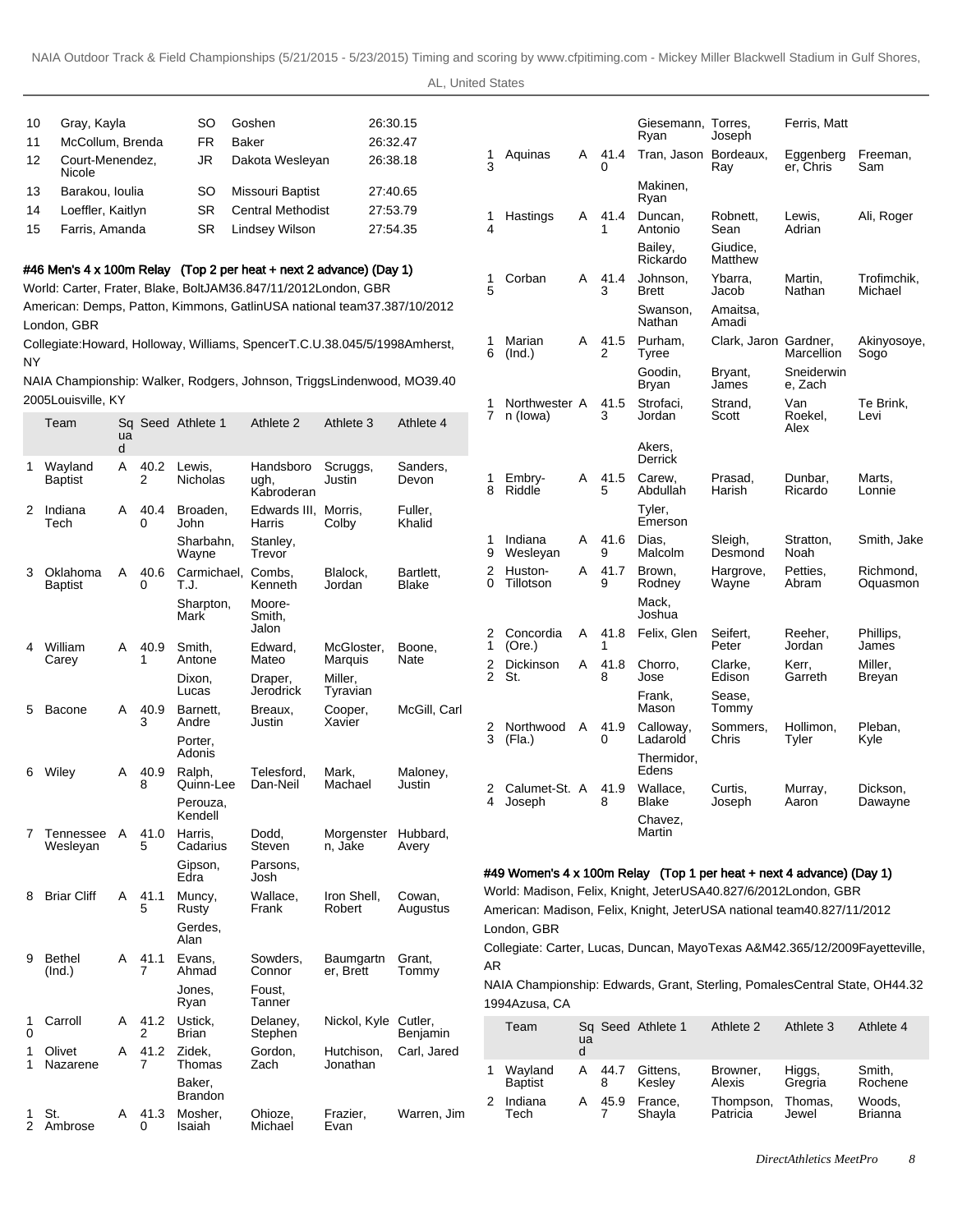| | | | | |
|---|---|---|---|---|
| 10 | Gray, Kayla | SO | Goshen | 26:30.15 |
| 11 | McCollum, Brenda | FR | Baker | 26:32.47 |
| 12 | Court-Menendez, Nicole | JR | Dakota Wesleyan | 26:38.18 |
| 13 | Barakou, Ioulia | SO | Missouri Baptist | 27:40.65 |
| 14 | Loeffler, Kaitlyn | SR | Central Methodist | 27:53.79 |
| 15 | Farris, Amanda | SR | Lindsey Wilson | 27:54.35 |

#### #46 Men's 4 x 100m Relay (Top 2 per heat + next 2 advance) (Day 1)

World: Carter, Frater, Blake, BoltJAM36.847/11/2012London, GBR

American: Demps, Patton, Kimmons, GatlinUSA national team37.387/10/2012 London, GBR

Collegiate:Howard, Holloway, Williams, SpencerT.C.U.38.045/5/1998Amherst, NY

NAIA Championship: Walker, Rodgers, Johnson, TriggsLindenwood, MO39.40 2005Louisville, KY

| | Team | Squad | Seed | Athlete 1 | Athlete 2 | Athlete 3 | Athlete 4 |
|---|---|---|---|---|---|---|---|
| 1 | Wayland Baptist | A | 40.22 | Lewis, Nicholas | Handsborough, Kabroderan | Scruggs, Justin | Sanders, Devon |
| 2 | Indiana Tech | A | 40.40 | Broaden, John | Edwards III, Harris | Morris, Colby | Fuller, Khalid |
| | | | | Sharbahn, Wayne | Stanley, Trevor | | |
| 3 | Oklahoma Baptist | A | 40.60 | Carmichael, T.J. | Combs, Kenneth | Blalock, Jordan | Bartlett, Blake |
| | | | | Sharpton, Mark | Moore-Smith, Jalon | | |
| 4 | William Carey | A | 40.91 | Smith, Antone | Edward, Mateo | McGloster, Marquis | Boone, Nate |
| | | | | Dixon, Lucas | Draper, Jerodrick | Miller, Tyravian | |
| 5 | Bacone | A | 40.93 | Barnett, Andre | Breaux, Justin | Cooper, Xavier | McGill, Carl |
| | | | | Porter, Adonis | | | |
| 6 | Wiley | A | 40.98 | Ralph, Quinn-Lee | Telesford, Dan-Neil | Mark, Machael | Maloney, Justin |
| | | | | Perouza, Kendell | | | |
| 7 | Tennessee Wesleyan | A | 41.05 | Harris, Cadarius | Dodd, Steven | Morgenstern, Jake | Hubbard, Avery |
| | | | | Gipson, Edra | Parsons, Josh | | |
| 8 | Briar Cliff | A | 41.15 | Muncy, Rusty | Wallace, Frank | Iron Shell, Robert | Cowan, Augustus |
| | | | | Gerdes, Alan | | | |
| 9 | Bethel (Ind.) | A | 41.17 | Evans, Ahmad | Sowders, Connor | Baumgartner, Brett | Grant, Tommy |
| | | | | Jones, Ryan | Foust, Tanner | | |
| 10 | Carroll | A | 41.22 | Ustick, Brian | Delaney, Stephen | Nickol, Kyle | Cutler, Benjamin |
| 11 | Olivet Nazarene | A | 41.27 | Zidek, Thomas | Gordon, Zach | Hutchison, Jonathan | Carl, Jared |
| | | | | Baker, Brandon | | | |
| 12 | St. Ambrose | A | 41.30 | Mosher, Isaiah | Ohioze, Michael | Frazier, Evan | Warren, Jim |
| | | | | Giesemann, Ryan | Torres, Joseph | Ferris, Matt | |
| 13 | Aquinas | A | 41.40 | Tran, Jason | Bordeaux, Ray | Eggenberger, Chris | Freeman, Sam |
| | | | | Makinen, Ryan | | | |
| 14 | Hastings | A | 41.41 | Duncan, Antonio | Robnett, Sean | Lewis, Adrian | Ali, Roger |
| | | | | Bailey, Rickardo | Giudice, Matthew | | |
| 15 | Corban | A | 41.43 | Johnson, Brett | Ybarra, Jacob | Martin, Nathan | Trofimchik, Michael |
| | | | | Swanson, Nathan | Amaitsa, Amadi | | |
| 16 | Marian (Ind.) | A | 41.52 | Purham, Tyree | Clark, Jaron | Gardner, Marcellion | Akinyosoye, Sogo |
| | | | | Goodin, Bryan | Bryant, James | Sneiderwine, Zach | |
| 17 | Northwestern (Iowa) | A | 41.53 | Strofaci, Jordan | Strand, Scott | Van Roekel, Alex | Te Brink, Levi |
| | | | | Akers, Derrick | | | |
| 18 | Embry-Riddle | A | 41.55 | Carew, Abdullah | Prasad, Harish | Dunbar, Ricardo | Marts, Lonnie |
| | | | | Tyler, Emerson | | | |
| 19 | Indiana Wesleyan | A | 41.69 | Dias, Malcolm | Sleigh, Desmond | Stratton, Noah | Smith, Jake |
| 20 | Huston-Tillotson | A | 41.79 | Brown, Rodney | Hargrove, Wayne | Petties, Abram | Richmond, Oquasmon |
| | | | | Mack, Joshua | | | |
| 21 | Concordia (Ore.) | A | 41.81 | Felix, Glen | Seifert, Peter | Reeher, Jordan | Phillips, James |
| 22 | Dickinson St. | A | 41.88 | Chorro, Jose | Clarke, Edison | Kerr, Garreth | Miller, Breyan |
| | | | | Frank, Mason | Sease, Tommy | | |
| 23 | Northwood (Fla.) | A | 41.90 | Calloway, Ladarold | Sommers, Chris | Hollimon, Tyler | Pleban, Kyle |
| | | | | Thermidor, Edens | | | |
| 24 | Calumet-St. Joseph | A | 41.98 | Wallace, Blake | Curtis, Joseph | Murray, Aaron | Dickson, Dawayne |
| | | | | Chavez, Martin | | | |

#### #49 Women's 4 x 100m Relay (Top 1 per heat + next 4 advance) (Day 1)

World: Madison, Felix, Knight, JeterUSA40.827/6/2012London, GBR

American: Madison, Felix, Knight, JeterUSA national team40.827/11/2012 London, GBR

Collegiate: Carter, Lucas, Duncan, MayoTexas A&M42.365/12/2009Fayetteville, AR

NAIA Championship: Edwards, Grant, Sterling, PomalesCentral State, OH44.32 1994Azusa, CA

| | Team | Squad | Seed | Athlete 1 | Athlete 2 | Athlete 3 | Athlete 4 |
|---|---|---|---|---|---|---|---|
| 1 | Wayland Baptist | A | 44.78 | Gittens, Kesley | Browner, Alexis | Higgs, Gregria | Smith, Rochene |
| 2 | Indiana Tech | A | 45.97 | France, Shayla | Thompson, Patricia | Thomas, Jewel | Woods, Brianna |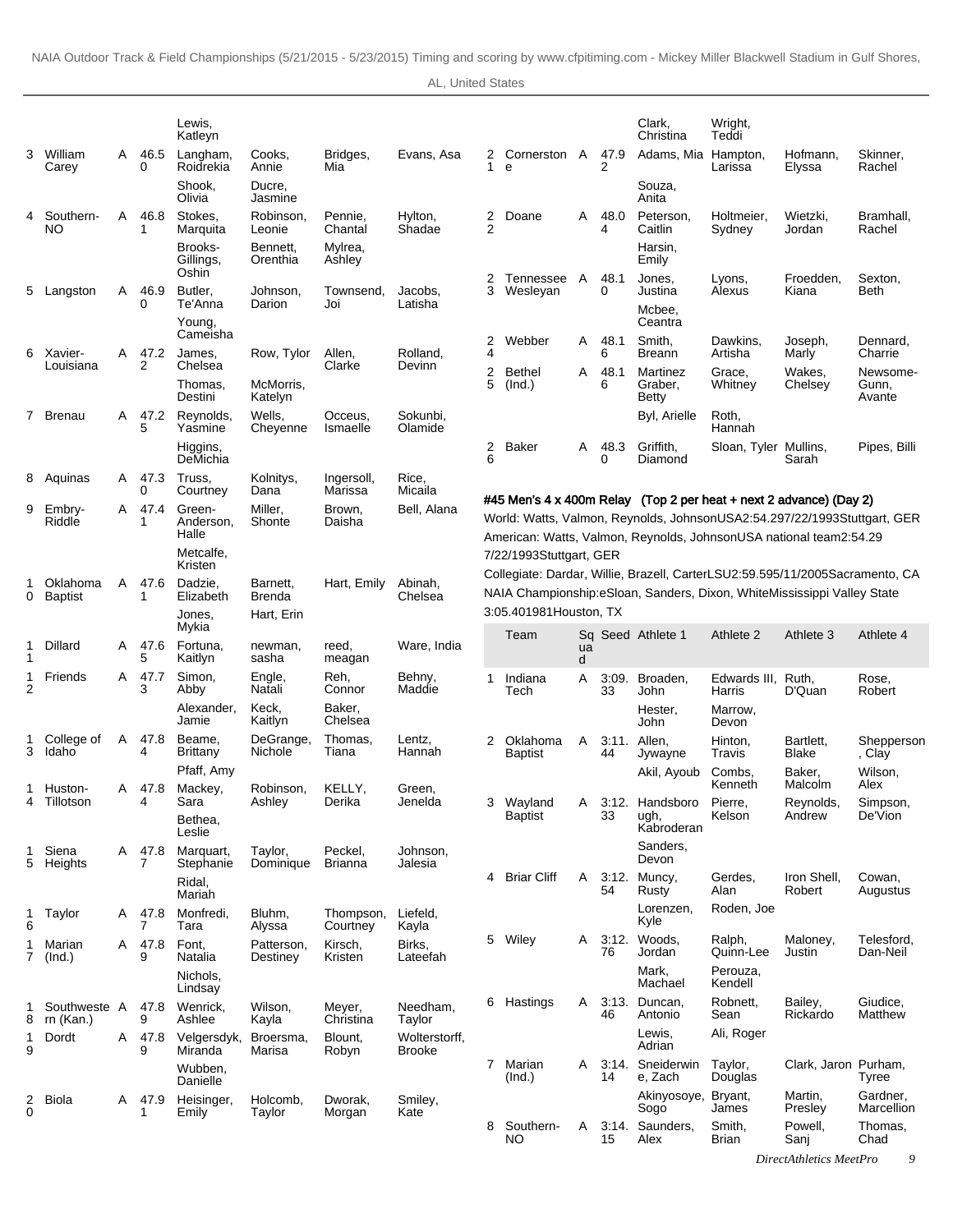| | Team | Squad | Seed | Athlete 1 | Athlete 2 | Athlete 3 | Athlete 4 |
|---|---|---|---|---|---|---|---|
| | | | | Lewis, Katleyn | | | |
| 3 | William Carey | A | 46.50 | Langham, Roidrekia | Cooks, Annie | Bridges, Mia | Evans, Asa |
| | | | | Shook, Olivia | Ducre, Jasmine | | |
| 4 | Southern-NO | A | 46.81 | Stokes, Marquita | Robinson, Leonie | Pennie, Chantal | Hylton, Shadae |
| | | | | Brooks-Gillings, Oshin | Bennett, Orenthia | Mylrea, Ashley | |
| 5 | Langston | A | 46.90 | Butler, Te'Anna | Johnson, Darion | Townsend, Joi | Jacobs, Latisha |
| | | | | Young, Cameisha | | | |
| 6 | Xavier-Louisiana | A | 47.22 | James, Chelsea | Row, Tylor | Allen, Clarke | Rolland, Devinn |
| | | | | Thomas, Destini | McMorris, Katelyn | | |
| 7 | Brenau | A | 47.25 | Reynolds, Yasmine | Wells, Cheyenne | Occeus, Ismaelle | Sokunbi, Olamide |
| | | | | Higgins, DeMichia | | | |
| 8 | Aquinas | A | 47.30 | Truss, Courtney | Kolnitys, Dana | Ingersoll, Marissa | Rice, Micaila |
| 9 | Embry-Riddle | A | 47.41 | Green-Anderson, Halle | Miller, Shonte | Brown, Daisha | Bell, Alana |
| | | | | Metcalfe, Kristen | | | |
| 10 | Oklahoma Baptist | A | 47.61 | Dadzie, Elizabeth | Barnett, Brenda | Hart, Emily | Abinah, Chelsea |
| | | | | Jones, Mykia | Hart, Erin | | |
| 11 | Dillard | A | 47.65 | Fortuna, Kaitlyn | newman, sasha | reed, meagan | Ware, India |
| 12 | Friends | A | 47.73 | Simon, Abby | Engle, Natali | Reh, Connor | Behny, Maddie |
| | | | | Alexander, Jamie | Keck, Kaitlyn | Baker, Chelsea | |
| 13 | College of Idaho | A | 47.84 | Beame, Brittany | DeGrange, Nichole | Thomas, Tiana | Lentz, Hannah |
| | | | | Pfaff, Amy | | | |
| 14 | Huston-Tillotson | A | 47.84 | Mackey, Sara | Robinson, Ashley | KELLY, Derika | Green, Jenelda |
| | | | | Bethea, Leslie | | | |
| 15 | Siena Heights | A | 47.87 | Marquart, Stephanie | Taylor, Dominique | Peckel, Brianna | Johnson, Jalesia |
| | | | | Ridal, Mariah | | | |
| 16 | Taylor | A | 47.87 | Monfredi, Tara | Bluhm, Alyssa | Thompson, Courtney | Liefeld, Kayla |
| 17 | Marian (Ind.) | A | 47.89 | Font, Natalia | Patterson, Destiney | Kirsch, Kristen | Birks, Lateefah |
| | | | | Nichols, Lindsay | | | |
| 18 | Southwestern (Kan.) | A | 47.89 | Wenrick, Ashlee | Wilson, Kayla | Meyer, Christina | Needham, Taylor |
| 19 | Dordt | A | 47.89 | Velgersdyk, Miranda | Broersma, Marisa | Blount, Robyn | Wolterstorff, Brooke |
| | | | | Wubben, Danielle | | | |
| 20 | Biola | A | 47.91 | Heisinger, Emily | Holcomb, Taylor | Dworak, Morgan | Smiley, Kate |
| | | | | Clark, Christina | Wright, Teddi | | |
| 21 | Cornerstone | A | 47.92 | Adams, Mia | Hampton, Larissa | Hofmann, Elyssa | Skinner, Rachel |
| | | | | Souza, Anita | | | |
| 22 | Doane | A | 48.04 | Peterson, Caitlin | Holtmeier, Sydney | Wietzki, Jordan | Bramhall, Rachel |
| | | | | Harsin, Emily | | | |
| 23 | Tennessee Wesleyan | A | 48.10 | Jones, Justina | Lyons, Alexus | Froedden, Kiana | Sexton, Beth |
| | | | | Mcbee, Ceantra | | | |
| 24 | Webber | A | 48.16 | Smith, Breann | Dawkins, Artisha | Joseph, Marly | Dennard, Charrie |
| 25 | Bethel (Ind.) | A | 48.16 | Martinez Graber, Betty | Grace, Whitney | Wakes, Chelsey | Newsome-Gunn, Avante |
| | | | | Byl, Arielle | Roth, Hannah | | |
| 26 | Baker | A | 48.30 | Griffith, Diamond | Sloan, Tyler | Mullins, Sarah | Pipes, Billi |

#### #45 Men's 4 x 400m Relay (Top 2 per heat + next 2 advance) (Day 2)

World: Watts, Valmon, Reynolds, JohnsonUSA2:54.297/22/1993Stuttgart, GER
American: Watts, Valmon, Reynolds, JohnsonUSA national team2:54.29 7/22/1993Stuttgart, GER
Collegiate: Dardar, Willie, Brazell, CarterLSU2:59.595/11/2005Sacramento, CA
NAIA Championship:eSloan, Sanders, Dixon, WhiteMississippi Valley State 3:05.401981Houston, TX

| | Team | Squad | Seed | Athlete 1 | Athlete 2 | Athlete 3 | Athlete 4 |
|---|---|---|---|---|---|---|---|
| 1 | Indiana Tech | A | 3:09.33 | Broaden, John | Edwards III, Harris | Ruth, D'Quan | Rose, Robert |
| | | | | Hester, John | Marrow, Devon | | |
| 2 | Oklahoma Baptist | A | 3:11.44 | Allen, Jywayne | Hinton, Travis | Bartlett, Blake | Shepperson, Clay |
| | | | | Akil, Ayoub | Combs, Kenneth | Baker, Malcolm | Wilson, Alex |
| 3 | Wayland Baptist | A | 3:12.33 | Handsborough, Kabroderan | Pierre, Kelson | Reynolds, Andrew | Simpson, De'Vion |
| | | | | Sanders, Devon | | | |
| 4 | Briar Cliff | A | 3:12.54 | Muncy, Rusty | Gerdes, Alan | Iron Shell, Robert | Cowan, Augustus |
| | | | | Lorenzen, Kyle | Roden, Joe | | |
| 5 | Wiley | A | 3:12.76 | Woods, Jordan | Ralph, Quinn-Lee | Maloney, Justin | Telesford, Dan-Neil |
| | | | | Mark, Machael | Perouza, Kendell | | |
| 6 | Hastings | A | 3:13.46 | Duncan, Antonio | Robnett, Sean | Bailey, Rickardo | Giudice, Matthew |
| | | | | Lewis, Adrian | Ali, Roger | | |
| 7 | Marian (Ind.) | A | 3:14.14 | Sneiderwine, Zach | Taylor, Douglas | Clark, Jaron | Purham, Tyree |
| | | | | Akinyosoye, Sogo | Bryant, James | Martin, Presley | Gardner, Marcellion |
| 8 | Southern-NO | A | 3:14.15 | Saunders, Alex | Smith, Brian | Powell, Sanj | Thomas, Chad |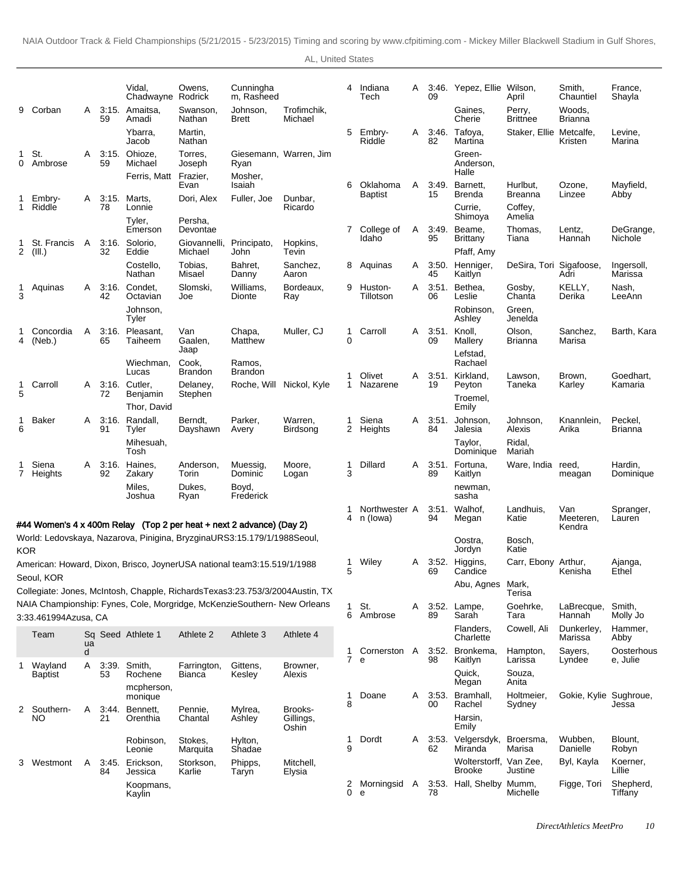| | | | | | | | |
|---|---|---|---|---|---|---|---|
| | | | | Vidal, Chadwayne | Owens, Rodrick | Cunningham, Rasheed | |
| 9 | Corban | A | 3:15.59 | Amaitsa, Amadi | Swanson, Nathan | Johnson, Brett | Trofimchik, Michael |
| | | | | Ybarra, Jacob | Martin, Nathan | | |
| 10 | St. Ambrose | A | 3:15.59 | Ohioze, Michael | Torres, Joseph | Giesemann, Ryan | Warren, Jim |
| | | | | Ferris, Matt | Frazier, Evan | Mosher, Isaiah | |
| 11 | Embry-Riddle | A | 3:15.78 | Marts, Lonnie | Dori, Alex | Fuller, Joe | Dunbar, Ricardo |
| | | | | Tyler, Emerson | Persha, Devontae | | |
| 12 | St. Francis (Ill.) | A | 3:16.32 | Solorio, Eddie | Giovannelli, Michael | Principato, John | Hopkins, Tevin |
| | | | | Costello, Nathan | Tobias, Misael | Bahret, Danny | Sanchez, Aaron |
| 13 | Aquinas | A | 3:16.42 | Condet, Octavian | Slomski, Joe | Williams, Dionte | Bordeaux, Ray |
| | | | | Johnson, Tyler | | | |
| 14 | Concordia (Neb.) | A | 3:16.65 | Pleasant, Taiheem | Van Gaalen, Jaap | Chapa, Matthew | Muller, CJ |
| | | | | Wiechman, Lucas | Cook, Brandon | Ramos, Brandon | |
| 15 | Carroll | A | 3:16.72 | Cutler, Benjamin | Delaney, Stephen | Roche, Will | Nickol, Kyle |
| | | | | Thor, David | | | |
| 16 | Baker | A | 3:16.91 | Randall, Tyler | Berndt, Dayshawn | Parker, Avery | Warren, Birdsong |
| | | | | Mihesuah, Tosh | | | |
| 17 | Siena Heights | A | 3:16.92 | Haines, Zakary | Anderson, Torin | Muessig, Dominic | Moore, Logan |
| | | | | Miles, Joshua | Dukes, Ryan | Boyd, Frederick | |

#### #44 Women's 4 x 400m Relay (Top 2 per heat + next 2 advance) (Day 2)

World: Ledovskaya, Nazarova, Pinigina, BryzginaURS3:15.179/1/1988Seoul, KOR

American: Howard, Dixon, Brisco, JoynerUSA national team3:15.519/1/1988 Seoul, KOR

Collegiate: Jones, McIntosh, Chapple, RichardsTexas3:23.753/3/2004Austin, TX

NAIA Championship: Fynes, Cole, Morgridge, McKenzieSouthern- New Orleans 3:33.461994Azusa, CA

| | Team | Squad | Seed | Athlete 1 | Athlete 2 | Athlete 3 | Athlete 4 |
|---|---|---|---|---|---|---|---|
| 1 | Wayland Baptist | A | 3:39.53 | Smith, Rochene | Farrington, Bianca | Gittens, Kesley | Browner, Alexis |
| | | | | mcpherson, monique | | | |
| 2 | Southern-NO | A | 3:44.21 | Bennett, Orenthia | Pennie, Chantal | Mylrea, Ashley | Brooks-Gillings, Oshin |
| | | | | Robinson, Leonie | Stokes, Marquita | Hylton, Shadae | |
| 3 | Westmont | A | 3:45.84 | Erickson, Jessica | Storkson, Karlie | Phipps, Taryn | Mitchell, Elysia |
| | | | | Koopmans, Kaylin | | | |
| 4 | Indiana Tech | A | 3:46.09 | Yepez, Ellie | Wilson, April | Smith, Chauntiel | France, Shayla |
| | | | | Gaines, Cherie | Perry, Brittnee | Woods, Brianna | |
| 5 | Embry-Riddle | A | 3:46.82 | Tafoya, Martina | Staker, Ellie | Metcalfe, Kristen | Levine, Marina |
| | | | | Green-Anderson, Halle | | | |
| 6 | Oklahoma Baptist | A | 3:49.15 | Barnett, Brenda | Hurlbut, Breanna | Ozone, Linzee | Mayfield, Abby |
| | | | | Currie, Shimoya | Coffey, Amelia | | |
| 7 | College of Idaho | A | 3:49.95 | Beame, Brittany | Thomas, Tiana | Lentz, Hannah | DeGrange, Nichole |
| | | | | Pfaff, Amy | | | |
| 8 | Aquinas | A | 3:50.45 | Henniger, Kaitlyn | DeSira, Tori | Sigafoose, Adri | Ingersoll, Marissa |
| 9 | Huston-Tillotson | A | 3:51.06 | Bethea, Leslie | Gosby, Chanta | KELLY, Derika | Nash, LeeAnn |
| | | | | Robinson, Ashley | Green, Jenelda | | |
| 10 | Carroll | A | 3:51.09 | Knoll, Mallery | Olson, Brianna | Sanchez, Marisa | Barth, Kara |
| | | | | Lefstad, Rachael | | | |
| 11 | Olivet Nazarene | A | 3:51.19 | Kirkland, Peyton | Lawson, Taneka | Brown, Karley | Goedhart, Kamaria |
| | | | | Troemel, Emily | | | |
| 12 | Siena Heights | A | 3:51.84 | Johnson, Jalesia | Johnson, Alexis | Knannlein, Arika | Peckel, Brianna |
| | | | | Taylor, Dominique | Ridal, Mariah | | |
| 13 | Dillard | A | 3:51.89 | Fortuna, Kaitlyn | Ware, India | reed, meagan | Hardin, Dominique |
| | | | | newman, sasha | | | |
| 14 | Northwestern (Iowa) | A | 3:51.94 | Walhof, Megan | Landhuis, Katie | Van Meeteren, Kendra | Spranger, Lauren |
| | | | | Oostra, Jordyn | Bosch, Katie | | |
| 15 | Wiley | A | 3:52.69 | Higgins, Candice | Carr, Ebony | Arthur, Kenisha | Ajanga, Ethel |
| | | | | Abu, Agnes | Mark, Terisa | | |
| 16 | St. Ambrose | A | 3:52.89 | Lampe, Sarah | Goehrke, Tara | LaBrecque, Hannah | Smith, Molly Jo |
| | | | | Flanders, Charlette | Cowell, Ali | Dunkerley, Marissa | Hammer, Abby |
| 17 | Cornerstone | A | 3:52.98 | Bronkema, Kaitlyn | Hampton, Larissa | Sayers, Lyndee | Oosterhouse, Julie |
| | | | | Quick, Megan | Souza, Anita | | |
| 18 | Doane | A | 3:53.00 | Bramhall, Rachel | Holtmeier, Sydney | Gokie, Kylie | Sughroue, Jessa |
| | | | | Harsin, Emily | | | |
| 19 | Dordt | A | 3:53.62 | Velgersdyk, Miranda | Broersma, Marisa | Wubben, Danielle | Blount, Robyn |
| | | | | Wolterstorff, Brooke | Van Zee, Justine | Byl, Kayla | Koerner, Lillie |
| 20 | Morningside | A | 3:53.78 | Hall, Shelby | Mumm, Michelle | Figge, Tori | Shepherd, Tiffany |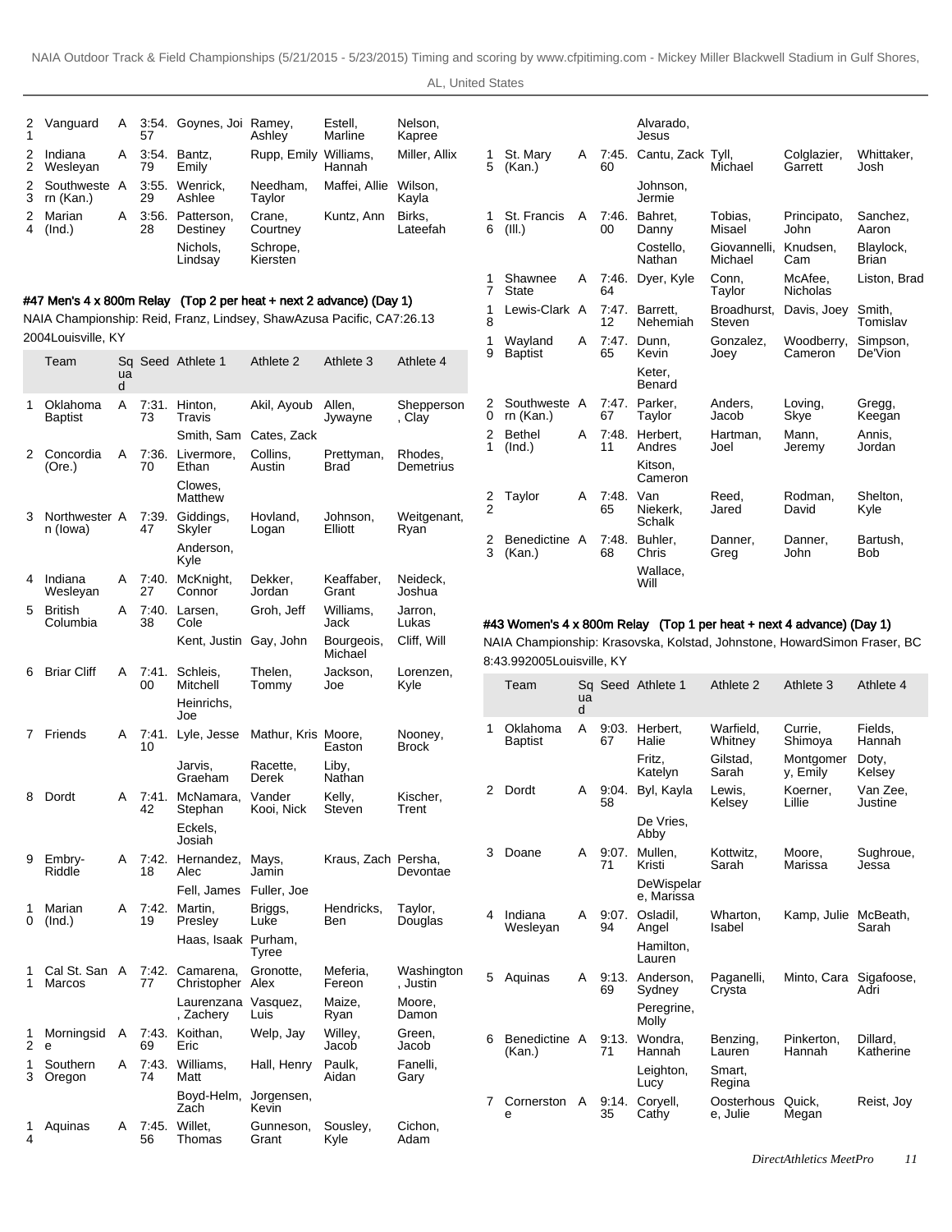| | Team | Squad | Seed | Athlete 1 | Athlete 2 | Athlete 3 | Athlete 4 |
|---|---|---|---|---|---|---|---|
| 21 | Vanguard | A | 3:54.57 | Goynes, Joi | Ramey, Ashley | Estell, Marline | Nelson, Kapree |
| 22 | Indiana Wesleyan | A | 3:54.79 | Bantz, Emily | Rupp, Emily | Williams, Hannah | Miller, Allix |
| 23 | Southwestern (Kan.) | A | 3:55.29 | Wenrick, Ashlee | Needham, Taylor | Maffei, Allie | Wilson, Kayla |
| 24 | Marian (Ind.) | A | 3:56.28 | Patterson, Destiney | Crane, Courtney | Kuntz, Ann | Birks, Lateefah |
| | | | | Nichols, Lindsay | Schrope, Kiersten | | |

### #47 Men's 4 x 800m Relay (Top 2 per heat + next 2 advance) (Day 1)

NAIA Championship: Reid, Franz, Lindsey, ShawAzusa Pacific, CA7:26.13 2004Louisville, KY

| | Team | Squad | Seed | Athlete 1 | Athlete 2 | Athlete 3 | Athlete 4 |
|---|---|---|---|---|---|---|---|
| 1 | Oklahoma Baptist | A | 7:31.73 | Hinton, Travis | Akil, Ayoub | Allen, Jywayne | Shepperson, Clay |
| | | | | Smith, Sam | Cates, Zack | | |
| 2 | Concordia (Ore.) | A | 7:36.70 | Livermore, Ethan | Collins, Austin | Prettyman, Brad | Rhodes, Demetrius |
| | | | | Clowes, Matthew | | | |
| 3 | Northwestern (Iowa) | A | 7:39.47 | Giddings, Skyler | Hovland, Logan | Johnson, Elliott | Weitgenant, Ryan |
| | | | | Anderson, Kyle | | | |
| 4 | Indiana Wesleyan | A | 7:40.27 | McKnight, Connor | Dekker, Jordan | Keaffaber, Grant | Neideck, Joshua |
| 5 | British Columbia | A | 7:40.38 | Larsen, Cole | Groh, Jeff | Williams, Jack | Jarron, Lukas |
| | | | | Kent, Justin | Gay, John | Bourgeois, Michael | Cliff, Will |
| 6 | Briar Cliff | A | 7:41.00 | Schleis, Mitchell | Thelen, Tommy | Jackson, Joe | Lorenzen, Kyle |
| | | | | Heinrichs, Joe | | | |
| 7 | Friends | A | 7:41.10 | Lyle, Jesse | Mathur, Kris | Moore, Easton | Nooney, Brock |
| | | | | Jarvis, Graeham | Racette, Derek | Liby, Nathan | |
| 8 | Dordt | A | 7:41.42 | McNamara, Stephan | Vander Kooi, Nick | Kelly, Steven | Kischer, Trent |
| | | | | Eckels, Josiah | | | |
| 9 | Embry-Riddle | A | 7:42.18 | Hernandez, Alec | Mays, Jamin | Kraus, Zach | Persha, Devontae |
| | | | | Fell, James | Fuller, Joe | | |
| 10 | Marian (Ind.) | A | 7:42.19 | Martin, Presley | Briggs, Luke | Hendricks, Ben | Taylor, Douglas |
| | | | | Haas, Isaak | Purham, Tyree | | |
| 11 | Cal St. San Marcos | A | 7:42.77 | Camarena, Christopher | Gronotte, Alex | Meferia, Fereon | Washington, Justin |
| | | | | Laurenzana, Zachery | Vasquez, Luis | Maize, Ryan | Moore, Damon |
| 12 | Morningside | A | 7:43.69 | Koithan, Eric | Welp, Jay | Willey, Jacob | Green, Jacob |
| 13 | Southern Oregon | A | 7:43.74 | Williams, Matt | Hall, Henry | Paulk, Aidan | Fanelli, Gary |
| | | | | Boyd-Helm, Zach | Jorgensen, Kevin | | |
| 14 | Aquinas | A | 7:45.56 | Willet, Thomas | Gunneson, Grant | Sousley, Kyle | Cichon, Adam |
| | | | | Alvarado, Jesus | | | |
| 15 | St. Mary (Kan.) | A | 7:45.60 | Cantu, Zack | Tyll, Michael | Colglazier, Garrett | Whittaker, Josh |
| | | | | Johnson, Jermie | | | |
| 16 | St. Francis (Ill.) | A | 7:46.00 | Bahret, Danny | Tobias, Misael | Principato, John | Sanchez, Aaron |
| | | | | Costello, Nathan | Giovannelli, Michael | Knudsen, Cam | Blaylock, Brian |
| 17 | Shawnee State | A | 7:46.64 | Dyer, Kyle | Conn, Taylor | McAfee, Nicholas | Liston, Brad |
| 18 | Lewis-Clark | A | 7:47.12 | Barrett, Nehemiah | Broadhurst, Steven | Davis, Joey | Smith, Tomislav |
| 19 | Wayland Baptist | A | 7:47.65 | Dunn, Kevin | Gonzalez, Joey | Woodberry, Cameron | Simpson, De'Vion |
| | | | | Keter, Benard | | | |
| 20 | Southwestern (Kan.) | A | 7:47.67 | Parker, Taylor | Anders, Jacob | Loving, Skye | Gregg, Keegan |
| 21 | Bethel (Ind.) | A | 7:48.11 | Herbert, Andres | Hartman, Joel | Mann, Jeremy | Annis, Jordan |
| | | | | Kitson, Cameron | | | |
| 22 | Taylor | A | 7:48.65 | Van Niekerk, Schalk | Reed, Jared | Rodman, David | Shelton, Kyle |
| 23 | Benedictine (Kan.) | A | 7:48.68 | Buhler, Chris | Danner, Greg | Danner, John | Bartush, Bob |
| | | | | Wallace, Will | | | |

### #43 Women's 4 x 800m Relay (Top 1 per heat + next 4 advance) (Day 1)

NAIA Championship: Krasovska, Kolstad, Johnstone, HowardSimon Fraser, BC 8:43.992005Louisville, KY

| | Team | Squad | Seed | Athlete 1 | Athlete 2 | Athlete 3 | Athlete 4 |
|---|---|---|---|---|---|---|---|
| 1 | Oklahoma Baptist | A | 9:03.67 | Herbert, Halie | Warfield, Whitney | Currie, Shimoya | Fields, Hannah |
| | | | | Fritz, Katelyn | Gilstad, Sarah | Montgomery, Emily | Doty, Kelsey |
| 2 | Dordt | A | 9:04.58 | Byl, Kayla | Lewis, Kelsey | Koerner, Lillie | Van Zee, Justine |
| | | | | De Vries, Abby | | | |
| 3 | Doane | A | 9:07.71 | Mullen, Kristi | Kottwitz, Sarah | Moore, Marissa | Sughroue, Jessa |
| | | | | DeWispelare, Marissa | | | |
| 4 | Indiana Wesleyan | A | 9:07.94 | Osladil, Angel | Wharton, Isabel | Kamp, Julie | McBeath, Sarah |
| | | | | Hamilton, Lauren | | | |
| 5 | Aquinas | A | 9:13.69 | Anderson, Sydney | Paganelli, Crysta | Minto, Cara | Sigafoose, Adri |
| | | | | Peregrine, Molly | | | |
| 6 | Benedictine (Kan.) | A | 9:13.71 | Wondra, Hannah | Benzing, Lauren | Pinkerton, Hannah | Dillard, Katherine |
| | | | | Leighton, Lucy | Smart, Regina | | |
| 7 | Cornerstone | A | 9:14.35 | Coryell, Cathy | Oosterhouse, Julie | Quick, Megan | Reist, Joy |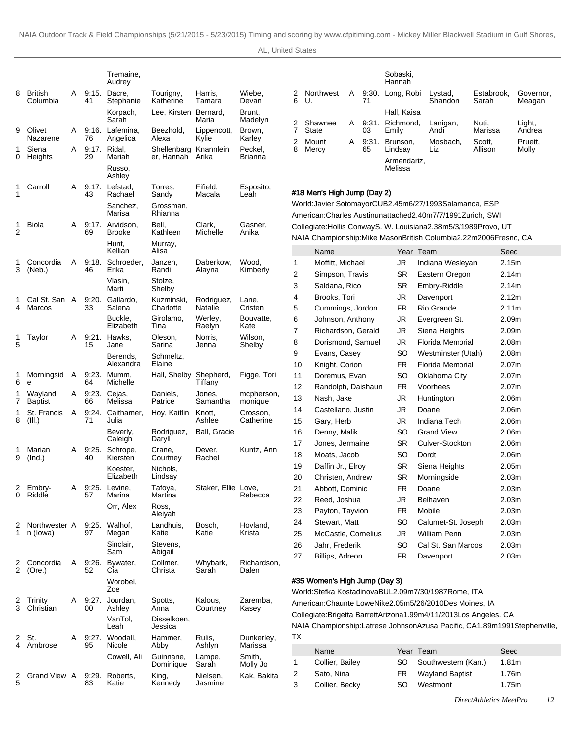| | | | | | | | |
|---|---|---|---|---|---|---|---|
| | | | | Tremaine, Audrey | | | |
| 8 | British Columbia | A | 9:15.41 | Dacre, Stephanie | Tourigny, Katherine | Harris, Tamara | Wiebe, Devan |
| | | | | Korpach, Sarah | Lee, Kirsten | Bernard, Maria | Brunt, Madelyn |
| 9 | Olivet Nazarene | A | 9:16.76 | Lafemina, Angelica | Beezhold, Alexa | Lippencott, Kylie | Brown, Karley |
| 10 | Siena Heights | A | 9:17.29 | Ridal, Mariah | Shellenbarger, Hannah | Knannlein, Arika | Peckel, Brianna |
| | | | | Russo, Ashley | | | |
| 11 | Carroll | A | 9:17.43 | Lefstad, Rachael | Torres, Sandy | Fifield, Macala | Esposito, Leah |
| | | | | Sanchez, Marisa | Grossman, Rhianna | | |
| 12 | Biola | A | 9:17.69 | Arvidson, Brooke | Bell, Kathleen | Clark, Michelle | Gasner, Anika |
| | | | | Hunt, Kellian | Murray, Alisa | | |
| 13 | Concordia (Neb.) | A | 9:18.46 | Schroeder, Erika | Janzen, Randi | Daberkow, Alayna | Wood, Kimberly |
| | | | | Vlasin, Marti | Stolze, Shelby | | |
| 14 | Cal St. San Marcos | A | 9:20.33 | Gallardo, Salena | Kuzminski, Charlotte | Rodriguez, Natalie | Lane, Cristen |
| | | | | Buckle, Elizabeth | Girolamo, Tina | Werley, Raelyn | Bouvatte, Kate |
| 15 | Taylor | A | 9:21.15 | Hawks, Jane | Oleson, Sarina | Norris, Jenna | Wilson, Shelby |
| | | | | Berends, Alexandra | Schmeltz, Elaine | | |
| 16 | Morningside | A | 9:23.64 | Mumm, Michelle | Hall, Shelby | Shepherd, Tiffany | Figge, Tori |
| 17 | Wayland Baptist | A | 9:23.66 | Cejas, Melissa | Daniels, Patrice | Jones, Samantha | mcpherson, monique |
| 18 | St. Francis (Ill.) | A | 9:24.71 | Caithamer, Julia | Hoy, Kaitlin | Knott, Ashlee | Crosson, Catherine |
| | | | | Beverly, Caleigh | Rodriguez, Daryll | Ball, Gracie | |
| 19 | Marian (Ind.) | A | 9:25.40 | Schrope, Kiersten | Crane, Courtney | Dever, Rachel | Kuntz, Ann |
| | | | | Koester, Elizabeth | Nichols, Lindsay | | |
| 20 | Embry-Riddle | A | 9:25.57 | Levine, Marina | Tafoya, Martina | Staker, Ellie | Love, Rebecca |
| | | | | Orr, Alex | Ross, Aleiyah | | |
| 21 | Northwestern (Iowa) | A | 9:25.97 | Walhof, Megan | Landhuis, Katie | Bosch, Katie | Hovland, Krista |
| | | | | Sinclair, Sam | Stevens, Abigail | | |
| 22 | Concordia (Ore.) | A | 9:26.52 | Bywater, Cia | Collmer, Christa | Whybark, Sarah | Richardson, Dalen |
| | | | | Worobel, Zoe | | | |
| 23 | Trinity Christian | A | 9:27.00 | Jourdan, Ashley | Spotts, Anna | Kalous, Courtney | Zaremba, Kasey |
| | | | | VanTol, Leah | Disselkoen, Jessica | | |
| 24 | St. Ambrose | A | 9:27.95 | Woodall, Nicole | Hammer, Abby | Rulis, Ashlyn | Dunkerley, Marissa |
| | | | | Cowell, Ali | Guinnane, Dominique | Lampe, Sarah | Smith, Molly Jo |
| 25 | Grand View | A | 9:29.83 | Roberts, Katie | King, Kennedy | Nielsen, Jasmine | Kak, Bakita |
| | | | | Sobaski, Hannah | | | |
| 26 | Northwest U. | A | 9:30.71 | Long, Robi | Lystad, Shandon | Estabrook, Sarah | Governor, Meagan |
| | | | | Hall, Kaisa | | | |
| 27 | Shawnee State | A | 9:31.03 | Richmond, Emily | Lanigan, Andi | Nuti, Marissa | Light, Andrea |
| 28 | Mount Mercy | A | 9:31.65 | Brunson, Lindsay | Mosbach, Liz | Scott, Allison | Pruett, Molly |
| | | | | Armendariz, Melissa | | | |

#### #18 Men's High Jump (Day 2)

World:Javier SotomayorCUB2.45m6/27/1993Salamanca, ESP
American:Charles Austinunattached2.40m7/7/1991Zurich, SWI
Collegiate:Hollis ConwayS. W. Louisiana2.38m5/3/1989Provo, UT
NAIA Championship:Mike MasonBritish Columbia2.22m2006Fresno, CA

| | Name | Year | Team | Seed |
|---|---|---|---|---|
| 1 | Moffitt, Michael | JR | Indiana Wesleyan | 2.15m |
| 2 | Simpson, Travis | SR | Eastern Oregon | 2.14m |
| 3 | Saldana, Rico | SR | Embry-Riddle | 2.14m |
| 4 | Brooks, Tori | JR | Davenport | 2.12m |
| 5 | Cummings, Jordon | FR | Rio Grande | 2.11m |
| 6 | Johnson, Anthony | JR | Evergreen St. | 2.09m |
| 7 | Richardson, Gerald | JR | Siena Heights | 2.09m |
| 8 | Dorismond, Samuel | JR | Florida Memorial | 2.08m |
| 9 | Evans, Casey | SO | Westminster (Utah) | 2.08m |
| 10 | Knight, Corion | FR | Florida Memorial | 2.07m |
| 11 | Doremus, Evan | SO | Oklahoma City | 2.07m |
| 12 | Randolph, Daishaun | FR | Voorhees | 2.07m |
| 13 | Nash, Jake | JR | Huntington | 2.06m |
| 14 | Castellano, Justin | JR | Doane | 2.06m |
| 15 | Gary, Herb | JR | Indiana Tech | 2.06m |
| 16 | Denny, Malik | SO | Grand View | 2.06m |
| 17 | Jones, Jermaine | SR | Culver-Stockton | 2.06m |
| 18 | Moats, Jacob | SO | Dordt | 2.06m |
| 19 | Daffin Jr., Elroy | SR | Siena Heights | 2.05m |
| 20 | Christen, Andrew | SR | Morningside | 2.03m |
| 21 | Abbott, Dominic | FR | Doane | 2.03m |
| 22 | Reed, Joshua | JR | Belhaven | 2.03m |
| 23 | Payton, Tayvion | FR | Mobile | 2.03m |
| 24 | Stewart, Matt | SO | Calumet-St. Joseph | 2.03m |
| 25 | McCastle, Cornelius | JR | William Penn | 2.03m |
| 26 | Jahr, Frederik | SO | Cal St. San Marcos | 2.03m |
| 27 | Billips, Adreon | FR | Davenport | 2.03m |

#### #35 Women's High Jump (Day 3)

World:Stefka KostadinovaBUL2.09m7/30/1987Rome, ITA
American:Chaunte LoweNike2.05m5/26/2010Des Moines, IA
Collegiate:Brigetta BarrettArizona1.99m4/11/2013Los Angeles. CA
NAIA Championship:Latrese JohnsonAzusa Pacific, CA1.89m1991Stephenville, TX

| | Name | Year | Team | Seed |
|---|---|---|---|---|
| 1 | Collier, Bailey | SO | Southwestern (Kan.) | 1.81m |
| 2 | Sato, Nina | FR | Wayland Baptist | 1.76m |
| 3 | Collier, Becky | SO | Westmont | 1.75m |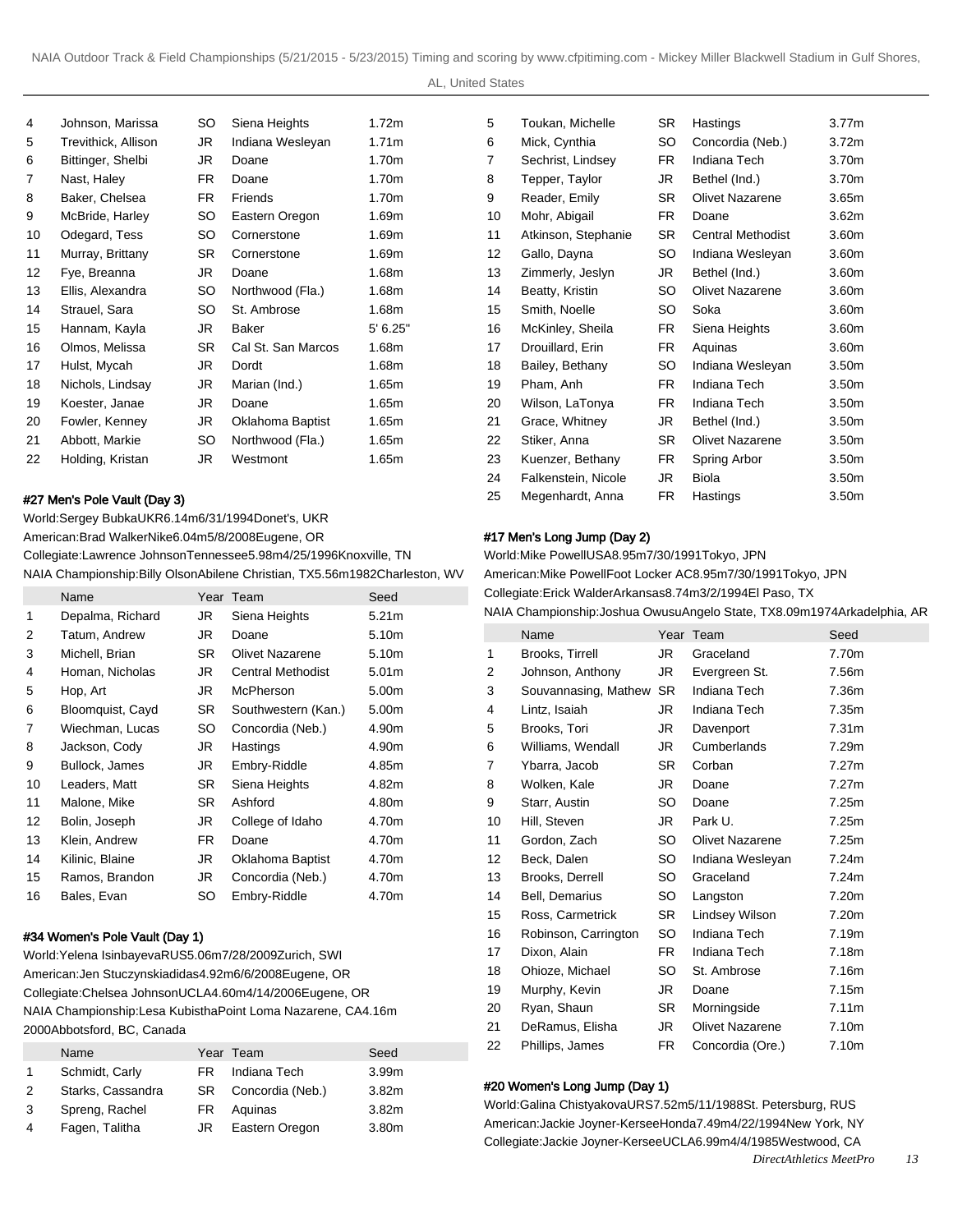| | Name | Year | Team | Seed |
|---|---|---|---|---|
| 4 | Johnson, Marissa | SO | Siena Heights | 1.72m |
| 5 | Trevithick, Allison | JR | Indiana Wesleyan | 1.71m |
| 6 | Bittinger, Shelbi | JR | Doane | 1.70m |
| 7 | Nast, Haley | FR | Doane | 1.70m |
| 8 | Baker, Chelsea | FR | Friends | 1.70m |
| 9 | McBride, Harley | SO | Eastern Oregon | 1.69m |
| 10 | Odegard, Tess | SO | Cornerstone | 1.69m |
| 11 | Murray, Brittany | SR | Cornerstone | 1.69m |
| 12 | Fye, Breanna | JR | Doane | 1.68m |
| 13 | Ellis, Alexandra | SO | Northwood (Fla.) | 1.68m |
| 14 | Strauel, Sara | SO | St. Ambrose | 1.68m |
| 15 | Hannam, Kayla | JR | Baker | 5' 6.25" |
| 16 | Olmos, Melissa | SR | Cal St. San Marcos | 1.68m |
| 17 | Hulst, Mycah | JR | Dordt | 1.68m |
| 18 | Nichols, Lindsay | JR | Marian (Ind.) | 1.65m |
| 19 | Koester, Janae | JR | Doane | 1.65m |
| 20 | Fowler, Kenney | JR | Oklahoma Baptist | 1.65m |
| 21 | Abbott, Markie | SO | Northwood (Fla.) | 1.65m |
| 22 | Holding, Kristan | JR | Westmont | 1.65m |

#### #27 Men's Pole Vault (Day 3)

World:Sergey BubkaUKR6.14m6/31/1994Donet's, UKR
American:Brad WalkerNike6.04m5/8/2008Eugene, OR
Collegiate:Lawrence JohnsonTennessee5.98m4/25/1996Knoxville, TN
NAIA Championship:Billy OlsonAbilene Christian, TX5.56m1982Charleston, WV

| | Name | Year | Team | Seed |
|---|---|---|---|---|
| 1 | Depalma, Richard | JR | Siena Heights | 5.21m |
| 2 | Tatum, Andrew | JR | Doane | 5.10m |
| 3 | Michell, Brian | SR | Olivet Nazarene | 5.10m |
| 4 | Homan, Nicholas | JR | Central Methodist | 5.01m |
| 5 | Hop, Art | JR | McPherson | 5.00m |
| 6 | Bloomquist, Cayd | SR | Southwestern (Kan.) | 5.00m |
| 7 | Wiechman, Lucas | SO | Concordia (Neb.) | 4.90m |
| 8 | Jackson, Cody | JR | Hastings | 4.90m |
| 9 | Bullock, James | JR | Embry-Riddle | 4.85m |
| 10 | Leaders, Matt | SR | Siena Heights | 4.82m |
| 11 | Malone, Mike | SR | Ashford | 4.80m |
| 12 | Bolin, Joseph | JR | College of Idaho | 4.70m |
| 13 | Klein, Andrew | FR | Doane | 4.70m |
| 14 | Kilinic, Blaine | JR | Oklahoma Baptist | 4.70m |
| 15 | Ramos, Brandon | JR | Concordia (Neb.) | 4.70m |
| 16 | Bales, Evan | SO | Embry-Riddle | 4.70m |

#### #34 Women's Pole Vault (Day 1)

World:Yelena IsinbayevaRUS5.06m7/28/2009Zurich, SWI
American:Jen Stuczynskiadidas4.92m6/6/2008Eugene, OR
Collegiate:Chelsea JohnsonUCLA4.60m4/14/2006Eugene, OR
NAIA Championship:Lesa KubisthaPoint Loma Nazarene, CA4.16m 2000Abbotsford, BC, Canada

| | Name | Year | Team | Seed |
|---|---|---|---|---|
| 1 | Schmidt, Carly | FR | Indiana Tech | 3.99m |
| 2 | Starks, Cassandra | SR | Concordia (Neb.) | 3.82m |
| 3 | Spreng, Rachel | FR | Aquinas | 3.82m |
| 4 | Fagen, Talitha | JR | Eastern Oregon | 3.80m |
| 5 | Toukan, Michelle | SR | Hastings | 3.77m |
| 6 | Mick, Cynthia | SO | Concordia (Neb.) | 3.72m |
| 7 | Sechrist, Lindsey | FR | Indiana Tech | 3.70m |
| 8 | Tepper, Taylor | JR | Bethel (Ind.) | 3.70m |
| 9 | Reader, Emily | SR | Olivet Nazarene | 3.65m |
| 10 | Mohr, Abigail | FR | Doane | 3.62m |
| 11 | Atkinson, Stephanie | SR | Central Methodist | 3.60m |
| 12 | Gallo, Dayna | SO | Indiana Wesleyan | 3.60m |
| 13 | Zimmerly, Jeslyn | JR | Bethel (Ind.) | 3.60m |
| 14 | Beatty, Kristin | SO | Olivet Nazarene | 3.60m |
| 15 | Smith, Noelle | SO | Soka | 3.60m |
| 16 | McKinley, Sheila | FR | Siena Heights | 3.60m |
| 17 | Drouillard, Erin | FR | Aquinas | 3.60m |
| 18 | Bailey, Bethany | SO | Indiana Wesleyan | 3.50m |
| 19 | Pham, Anh | FR | Indiana Tech | 3.50m |
| 20 | Wilson, LaTonya | FR | Indiana Tech | 3.50m |
| 21 | Grace, Whitney | JR | Bethel (Ind.) | 3.50m |
| 22 | Stiker, Anna | SR | Olivet Nazarene | 3.50m |
| 23 | Kuenzer, Bethany | FR | Spring Arbor | 3.50m |
| 24 | Falkenstein, Nicole | JR | Biola | 3.50m |
| 25 | Megenhardt, Anna | FR | Hastings | 3.50m |

#### #17 Men's Long Jump (Day 2)

World:Mike PowellUSA8.95m7/30/1991Tokyo, JPN
American:Mike PowellFoot Locker AC8.95m7/30/1991Tokyo, JPN
Collegiate:Erick WalderArkansas8.74m3/2/1994El Paso, TX
NAIA Championship:Joshua OwusuAngelo State, TX8.09m1974Arkadelphia, AR

| | Name | Year | Team | Seed |
|---|---|---|---|---|
| 1 | Brooks, Tirrell | JR | Graceland | 7.70m |
| 2 | Johnson, Anthony | JR | Evergreen St. | 7.56m |
| 3 | Souvannasing, Mathew | SR | Indiana Tech | 7.36m |
| 4 | Lintz, Isaiah | JR | Indiana Tech | 7.35m |
| 5 | Brooks, Tori | JR | Davenport | 7.31m |
| 6 | Williams, Wendall | JR | Cumberlands | 7.29m |
| 7 | Ybarra, Jacob | SR | Corban | 7.27m |
| 8 | Wolken, Kale | JR | Doane | 7.27m |
| 9 | Starr, Austin | SO | Doane | 7.25m |
| 10 | Hill, Steven | JR | Park U. | 7.25m |
| 11 | Gordon, Zach | SO | Olivet Nazarene | 7.25m |
| 12 | Beck, Dalen | SO | Indiana Wesleyan | 7.24m |
| 13 | Brooks, Derrell | SO | Graceland | 7.24m |
| 14 | Bell, Demarius | SO | Langston | 7.20m |
| 15 | Ross, Carmetrick | SR | Lindsey Wilson | 7.20m |
| 16 | Robinson, Carrington | SO | Indiana Tech | 7.19m |
| 17 | Dixon, Alain | FR | Indiana Tech | 7.18m |
| 18 | Ohioze, Michael | SO | St. Ambrose | 7.16m |
| 19 | Murphy, Kevin | JR | Doane | 7.15m |
| 20 | Ryan, Shaun | SR | Morningside | 7.11m |
| 21 | DeRamus, Elisha | JR | Olivet Nazarene | 7.10m |
| 22 | Phillips, James | FR | Concordia (Ore.) | 7.10m |

#### #20 Women's Long Jump (Day 1)

World:Galina ChistyakovaURS7.52m5/11/1988St. Petersburg, RUS
American:Jackie Joyner-KerseeHonda7.49m4/22/1994New York, NY
Collegiate:Jackie Joyner-KerseeUCLA6.99m4/4/1985Westwood, CA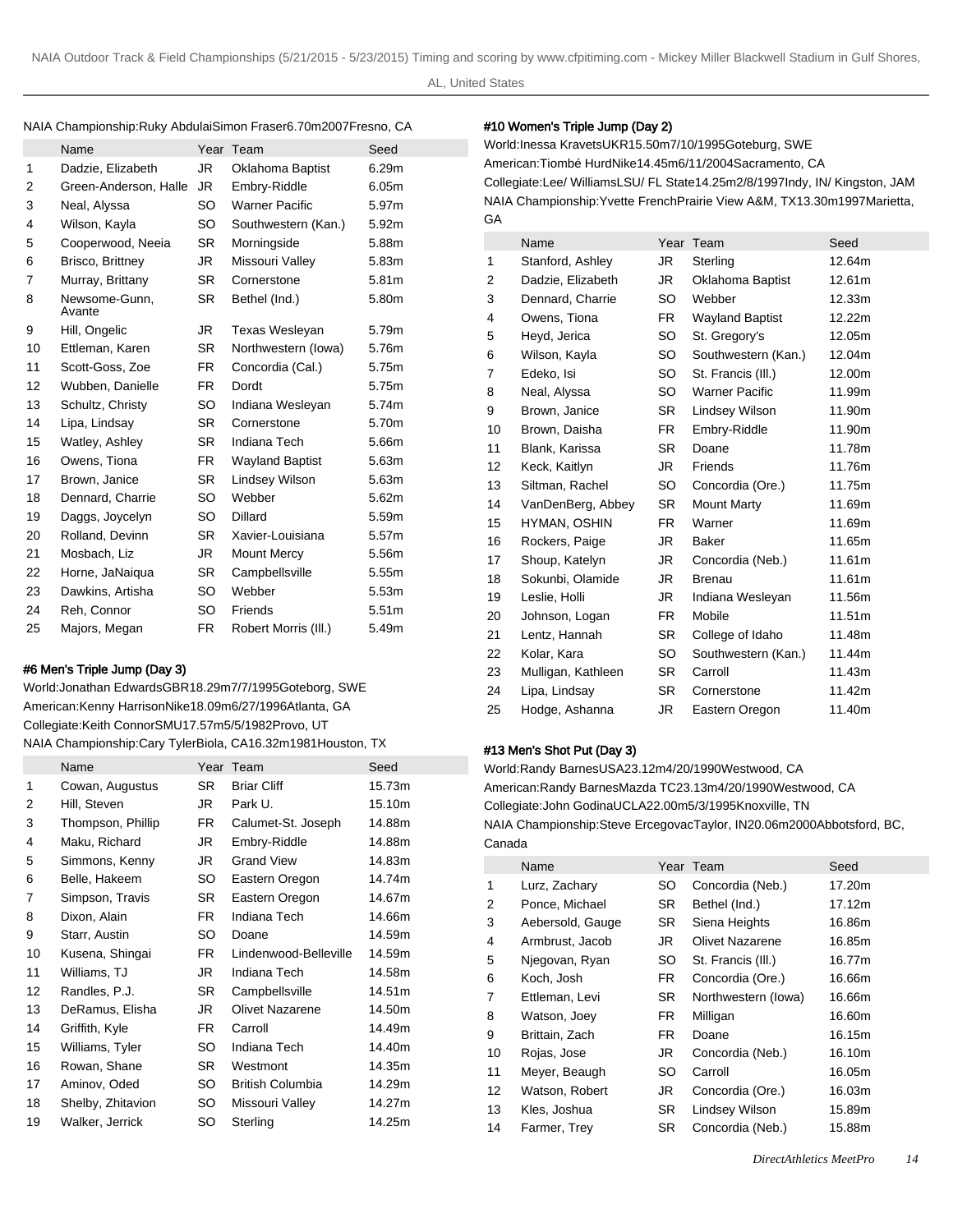NAIA Championship:Ruky AbdulaiSimon Fraser6.70m2007Fresno, CA

| | Name | Year | Team | Seed |
|---|---|---|---|---|
| 1 | Dadzie, Elizabeth | JR | Oklahoma Baptist | 6.29m |
| 2 | Green-Anderson, Halle | JR | Embry-Riddle | 6.05m |
| 3 | Neal, Alyssa | SO | Warner Pacific | 5.97m |
| 4 | Wilson, Kayla | SO | Southwestern (Kan.) | 5.92m |
| 5 | Cooperwood, Neeia | SR | Morningside | 5.88m |
| 6 | Brisco, Brittney | JR | Missouri Valley | 5.83m |
| 7 | Murray, Brittany | SR | Cornerstone | 5.81m |
| 8 | Newsome-Gunn, Avante | SR | Bethel (Ind.) | 5.80m |
| 9 | Hill, Ongelic | JR | Texas Wesleyan | 5.79m |
| 10 | Ettleman, Karen | SR | Northwestern (Iowa) | 5.76m |
| 11 | Scott-Goss, Zoe | FR | Concordia (Cal.) | 5.75m |
| 12 | Wubben, Danielle | FR | Dordt | 5.75m |
| 13 | Schultz, Christy | SO | Indiana Wesleyan | 5.74m |
| 14 | Lipa, Lindsay | SR | Cornerstone | 5.70m |
| 15 | Watley, Ashley | SR | Indiana Tech | 5.66m |
| 16 | Owens, Tiona | FR | Wayland Baptist | 5.63m |
| 17 | Brown, Janice | SR | Lindsey Wilson | 5.63m |
| 18 | Dennard, Charrie | SO | Webber | 5.62m |
| 19 | Daggs, Joycelyn | SO | Dillard | 5.59m |
| 20 | Rolland, Devinn | SR | Xavier-Louisiana | 5.57m |
| 21 | Mosbach, Liz | JR | Mount Mercy | 5.56m |
| 22 | Horne, JaNaiqua | SR | Campbellsville | 5.55m |
| 23 | Dawkins, Artisha | SO | Webber | 5.53m |
| 24 | Reh, Connor | SO | Friends | 5.51m |
| 25 | Majors, Megan | FR | Robert Morris (Ill.) | 5.49m |

### #6 Men's Triple Jump (Day 3)

World:Jonathan EdwardsGBR18.29m7/7/1995Goteborg, SWE
American:Kenny HarrisonNike18.09m6/27/1996Atlanta, GA
Collegiate:Keith ConnorSMU17.57m5/5/1982Provo, UT
NAIA Championship:Cary TylerBiola, CA16.32m1981Houston, TX

| | Name | Year | Team | Seed |
|---|---|---|---|---|
| 1 | Cowan, Augustus | SR | Briar Cliff | 15.73m |
| 2 | Hill, Steven | JR | Park U. | 15.10m |
| 3 | Thompson, Phillip | FR | Calumet-St. Joseph | 14.88m |
| 4 | Maku, Richard | JR | Embry-Riddle | 14.88m |
| 5 | Simmons, Kenny | JR | Grand View | 14.83m |
| 6 | Belle, Hakeem | SO | Eastern Oregon | 14.74m |
| 7 | Simpson, Travis | SR | Eastern Oregon | 14.67m |
| 8 | Dixon, Alain | FR | Indiana Tech | 14.66m |
| 9 | Starr, Austin | SO | Doane | 14.59m |
| 10 | Kusena, Shingai | FR | Lindenwood-Belleville | 14.59m |
| 11 | Williams, TJ | JR | Indiana Tech | 14.58m |
| 12 | Randles, P.J. | SR | Campbellsville | 14.51m |
| 13 | DeRamus, Elisha | JR | Olivet Nazarene | 14.50m |
| 14 | Griffith, Kyle | FR | Carroll | 14.49m |
| 15 | Williams, Tyler | SO | Indiana Tech | 14.40m |
| 16 | Rowan, Shane | SR | Westmont | 14.35m |
| 17 | Aminov, Oded | SO | British Columbia | 14.29m |
| 18 | Shelby, Zhitavion | SO | Missouri Valley | 14.27m |
| 19 | Walker, Jerrick | SO | Sterling | 14.25m |

### #10 Women's Triple Jump (Day 2)

World:Inessa KravetsUKR15.50m7/10/1995Goteburg, SWE
American:Tiombé HurdNike14.45m6/11/2004Sacramento, CA
Collegiate:Lee/ WilliamsLSU/ FL State14.25m2/8/1997Indy, IN/ Kingston, JAM
NAIA Championship:Yvette FrenchPrairie View A&M, TX13.30m1997Marietta, GA

| | Name | Year | Team | Seed |
|---|---|---|---|---|
| 1 | Stanford, Ashley | JR | Sterling | 12.64m |
| 2 | Dadzie, Elizabeth | JR | Oklahoma Baptist | 12.61m |
| 3 | Dennard, Charrie | SO | Webber | 12.33m |
| 4 | Owens, Tiona | FR | Wayland Baptist | 12.22m |
| 5 | Heyd, Jerica | SO | St. Gregory's | 12.05m |
| 6 | Wilson, Kayla | SO | Southwestern (Kan.) | 12.04m |
| 7 | Edeko, Isi | SO | St. Francis (Ill.) | 12.00m |
| 8 | Neal, Alyssa | SO | Warner Pacific | 11.99m |
| 9 | Brown, Janice | SR | Lindsey Wilson | 11.90m |
| 10 | Brown, Daisha | FR | Embry-Riddle | 11.90m |
| 11 | Blank, Karissa | SR | Doane | 11.78m |
| 12 | Keck, Kaitlyn | JR | Friends | 11.76m |
| 13 | Siltman, Rachel | SO | Concordia (Ore.) | 11.75m |
| 14 | VanDenBerg, Abbey | SR | Mount Marty | 11.69m |
| 15 | HYMAN, OSHIN | FR | Warner | 11.69m |
| 16 | Rockers, Paige | JR | Baker | 11.65m |
| 17 | Shoup, Katelyn | JR | Concordia (Neb.) | 11.61m |
| 18 | Sokunbi, Olamide | JR | Brenau | 11.61m |
| 19 | Leslie, Holli | JR | Indiana Wesleyan | 11.56m |
| 20 | Johnson, Logan | FR | Mobile | 11.51m |
| 21 | Lentz, Hannah | SR | College of Idaho | 11.48m |
| 22 | Kolar, Kara | SO | Southwestern (Kan.) | 11.44m |
| 23 | Mulligan, Kathleen | SR | Carroll | 11.43m |
| 24 | Lipa, Lindsay | SR | Cornerstone | 11.42m |
| 25 | Hodge, Ashanna | JR | Eastern Oregon | 11.40m |

### #13 Men's Shot Put (Day 3)

World:Randy BarnesUSA23.12m4/20/1990Westwood, CA
American:Randy BarnesMazda TC23.13m4/20/1990Westwood, CA
Collegiate:John GodinaUCLA22.00m5/3/1995Knoxville, TN
NAIA Championship:Steve ErcegovacTaylor, IN20.06m2000Abbotsford, BC, Canada

| | Name | Year | Team | Seed |
|---|---|---|---|---|
| 1 | Lurz, Zachary | SO | Concordia (Neb.) | 17.20m |
| 2 | Ponce, Michael | SR | Bethel (Ind.) | 17.12m |
| 3 | Aebersold, Gauge | SR | Siena Heights | 16.86m |
| 4 | Armbrust, Jacob | JR | Olivet Nazarene | 16.85m |
| 5 | Njegovan, Ryan | SO | St. Francis (Ill.) | 16.77m |
| 6 | Koch, Josh | FR | Concordia (Ore.) | 16.66m |
| 7 | Ettleman, Levi | SR | Northwestern (Iowa) | 16.66m |
| 8 | Watson, Joey | FR | Milligan | 16.60m |
| 9 | Brittain, Zach | FR | Doane | 16.15m |
| 10 | Rojas, Jose | JR | Concordia (Neb.) | 16.10m |
| 11 | Meyer, Beaugh | SO | Carroll | 16.05m |
| 12 | Watson, Robert | JR | Concordia (Ore.) | 16.03m |
| 13 | Kles, Joshua | SR | Lindsey Wilson | 15.89m |
| 14 | Farmer, Trey | SR | Concordia (Neb.) | 15.88m |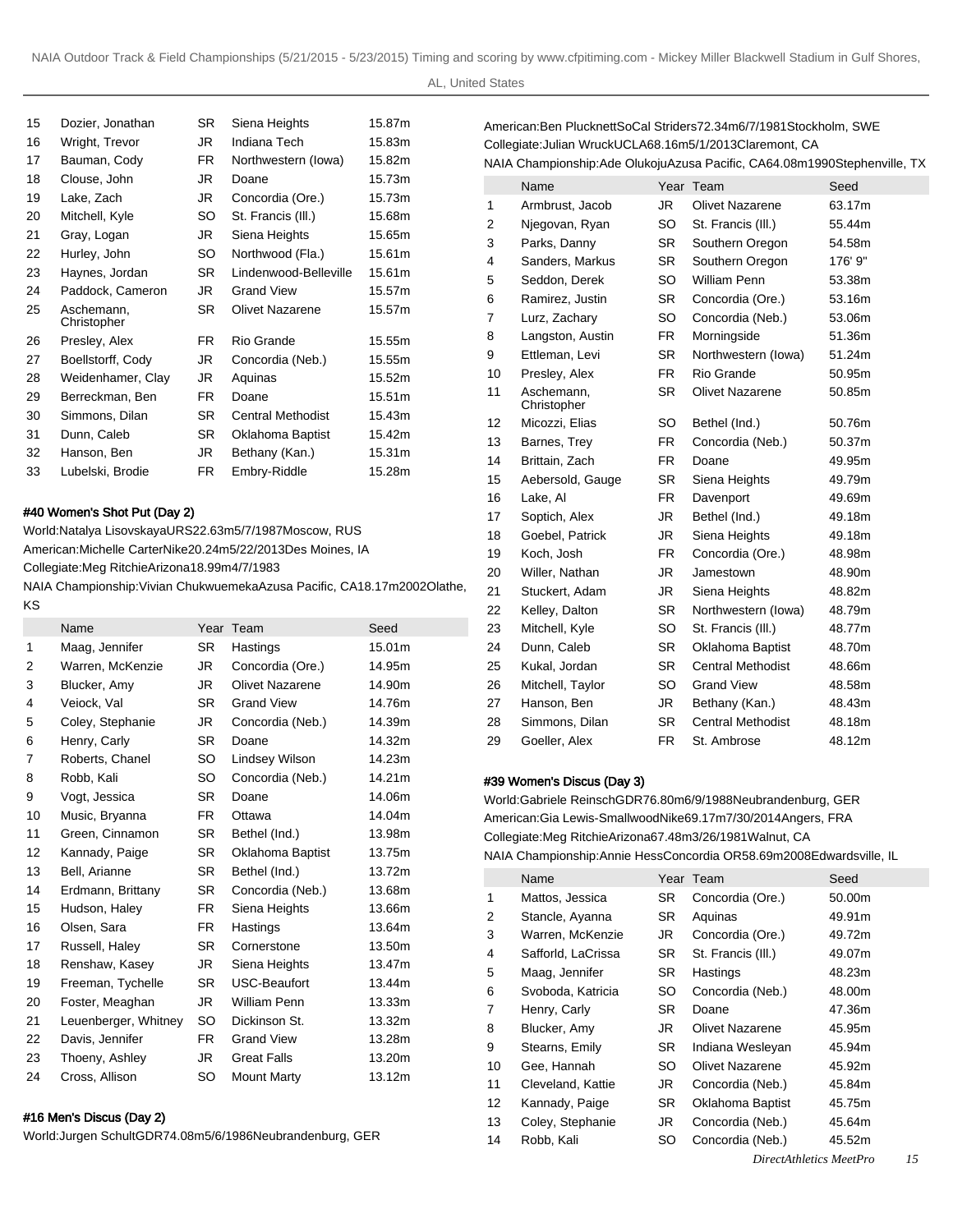| | | | | |
|---|---|---|---|---|
| 15 | Dozier, Jonathan | SR | Siena Heights | 15.87m |
| 16 | Wright, Trevor | JR | Indiana Tech | 15.83m |
| 17 | Bauman, Cody | FR | Northwestern (Iowa) | 15.82m |
| 18 | Clouse, John | JR | Doane | 15.73m |
| 19 | Lake, Zach | JR | Concordia (Ore.) | 15.73m |
| 20 | Mitchell, Kyle | SO | St. Francis (Ill.) | 15.68m |
| 21 | Gray, Logan | JR | Siena Heights | 15.65m |
| 22 | Hurley, John | SO | Northwood (Fla.) | 15.61m |
| 23 | Haynes, Jordan | SR | Lindenwood-Belleville | 15.61m |
| 24 | Paddock, Cameron | JR | Grand View | 15.57m |
| 25 | Aschemann, Christopher | SR | Olivet Nazarene | 15.57m |
| 26 | Presley, Alex | FR | Rio Grande | 15.55m |
| 27 | Boellstorff, Cody | JR | Concordia (Neb.) | 15.55m |
| 28 | Weidenhamer, Clay | JR | Aquinas | 15.52m |
| 29 | Berreckman, Ben | FR | Doane | 15.51m |
| 30 | Simmons, Dilan | SR | Central Methodist | 15.43m |
| 31 | Dunn, Caleb | SR | Oklahoma Baptist | 15.42m |
| 32 | Hanson, Ben | JR | Bethany (Kan.) | 15.31m |
| 33 | Lubelski, Brodie | FR | Embry-Riddle | 15.28m |

#### #40 Women's Shot Put (Day 2)

World:Natalya LisovskayaURS22.63m5/7/1987Moscow, RUS
American:Michelle CarterNike20.24m5/22/2013Des Moines, IA
Collegiate:Meg RitchieArizona18.99m4/7/1983
NAIA Championship:Vivian ChukwuemekaAzusa Pacific, CA18.17m2002Olathe, KS

| | Name | Year | Team | Seed |
|---|---|---|---|---|
| 1 | Maag, Jennifer | SR | Hastings | 15.01m |
| 2 | Warren, McKenzie | JR | Concordia (Ore.) | 14.95m |
| 3 | Blucker, Amy | JR | Olivet Nazarene | 14.90m |
| 4 | Veiock, Val | SR | Grand View | 14.76m |
| 5 | Coley, Stephanie | JR | Concordia (Neb.) | 14.39m |
| 6 | Henry, Carly | SR | Doane | 14.32m |
| 7 | Roberts, Chanel | SO | Lindsey Wilson | 14.23m |
| 8 | Robb, Kali | SO | Concordia (Neb.) | 14.21m |
| 9 | Vogt, Jessica | SR | Doane | 14.06m |
| 10 | Music, Bryanna | FR | Ottawa | 14.04m |
| 11 | Green, Cinnamon | SR | Bethel (Ind.) | 13.98m |
| 12 | Kannady, Paige | SR | Oklahoma Baptist | 13.75m |
| 13 | Bell, Arianne | SR | Bethel (Ind.) | 13.72m |
| 14 | Erdmann, Brittany | SR | Concordia (Neb.) | 13.68m |
| 15 | Hudson, Haley | FR | Siena Heights | 13.66m |
| 16 | Olsen, Sara | FR | Hastings | 13.64m |
| 17 | Russell, Haley | SR | Cornerstone | 13.50m |
| 18 | Renshaw, Kasey | JR | Siena Heights | 13.47m |
| 19 | Freeman, Tychelle | SR | USC-Beaufort | 13.44m |
| 20 | Foster, Meaghan | JR | William Penn | 13.33m |
| 21 | Leuenberger, Whitney | SO | Dickinson St. | 13.32m |
| 22 | Davis, Jennifer | FR | Grand View | 13.28m |
| 23 | Thoeny, Ashley | JR | Great Falls | 13.20m |
| 24 | Cross, Allison | SO | Mount Marty | 13.12m |

#### #16 Men's Discus (Day 2)

World:Jurgen SchultGDR74.08m5/6/1986Neubrandenburg, GER
American:Ben PlucknettSoCal Striders72.34m6/7/1981Stockholm, SWE
Collegiate:Julian WruckUCLA68.16m5/1/2013Claremont, CA
NAIA Championship:Ade OlukojuAzusa Pacific, CA64.08m1990Stephenville, TX

| | Name | Year | Team | Seed |
|---|---|---|---|---|
| 1 | Armbrust, Jacob | JR | Olivet Nazarene | 63.17m |
| 2 | Njegovan, Ryan | SO | St. Francis (Ill.) | 55.44m |
| 3 | Parks, Danny | SR | Southern Oregon | 54.58m |
| 4 | Sanders, Markus | SR | Southern Oregon | 176' 9" |
| 5 | Seddon, Derek | SO | William Penn | 53.38m |
| 6 | Ramirez, Justin | SR | Concordia (Ore.) | 53.16m |
| 7 | Lurz, Zachary | SO | Concordia (Neb.) | 53.06m |
| 8 | Langston, Austin | FR | Morningside | 51.36m |
| 9 | Ettleman, Levi | SR | Northwestern (Iowa) | 51.24m |
| 10 | Presley, Alex | FR | Rio Grande | 50.95m |
| 11 | Aschemann, Christopher | SR | Olivet Nazarene | 50.85m |
| 12 | Micozzi, Elias | SO | Bethel (Ind.) | 50.76m |
| 13 | Barnes, Trey | FR | Concordia (Neb.) | 50.37m |
| 14 | Brittain, Zach | FR | Doane | 49.95m |
| 15 | Aebersold, Gauge | SR | Siena Heights | 49.79m |
| 16 | Lake, Al | FR | Davenport | 49.69m |
| 17 | Soptich, Alex | JR | Bethel (Ind.) | 49.18m |
| 18 | Goebel, Patrick | JR | Siena Heights | 49.18m |
| 19 | Koch, Josh | FR | Concordia (Ore.) | 48.98m |
| 20 | Willer, Nathan | JR | Jamestown | 48.90m |
| 21 | Stuckert, Adam | JR | Siena Heights | 48.82m |
| 22 | Kelley, Dalton | SR | Northwestern (Iowa) | 48.79m |
| 23 | Mitchell, Kyle | SO | St. Francis (Ill.) | 48.77m |
| 24 | Dunn, Caleb | SR | Oklahoma Baptist | 48.70m |
| 25 | Kukal, Jordan | SR | Central Methodist | 48.66m |
| 26 | Mitchell, Taylor | SO | Grand View | 48.58m |
| 27 | Hanson, Ben | JR | Bethany (Kan.) | 48.43m |
| 28 | Simmons, Dilan | SR | Central Methodist | 48.18m |
| 29 | Goeller, Alex | FR | St. Ambrose | 48.12m |

#### #39 Women's Discus (Day 3)

World:Gabriele ReinschGDR76.80m6/9/1988Neubrandenburg, GER
American:Gia Lewis-SmallwoodNike69.17m7/30/2014Angers, FRA
Collegiate:Meg RitchieArizona67.48m3/26/1981Walnut, CA
NAIA Championship:Annie HessConcordia OR58.69m2008Edwardsville, IL

| | Name | Year | Team | Seed |
|---|---|---|---|---|
| 1 | Mattos, Jessica | SR | Concordia (Ore.) | 50.00m |
| 2 | Stancle, Ayanna | SR | Aquinas | 49.91m |
| 3 | Warren, McKenzie | JR | Concordia (Ore.) | 49.72m |
| 4 | Safforld, LaCrissa | SR | St. Francis (Ill.) | 49.07m |
| 5 | Maag, Jennifer | SR | Hastings | 48.23m |
| 6 | Svoboda, Katricia | SO | Concordia (Neb.) | 48.00m |
| 7 | Henry, Carly | SR | Doane | 47.36m |
| 8 | Blucker, Amy | JR | Olivet Nazarene | 45.95m |
| 9 | Stearns, Emily | SR | Indiana Wesleyan | 45.94m |
| 10 | Gee, Hannah | SO | Olivet Nazarene | 45.92m |
| 11 | Cleveland, Kattie | JR | Concordia (Neb.) | 45.84m |
| 12 | Kannady, Paige | SR | Oklahoma Baptist | 45.75m |
| 13 | Coley, Stephanie | JR | Concordia (Neb.) | 45.64m |
| 14 | Robb, Kali | SO | Concordia (Neb.) | 45.52m |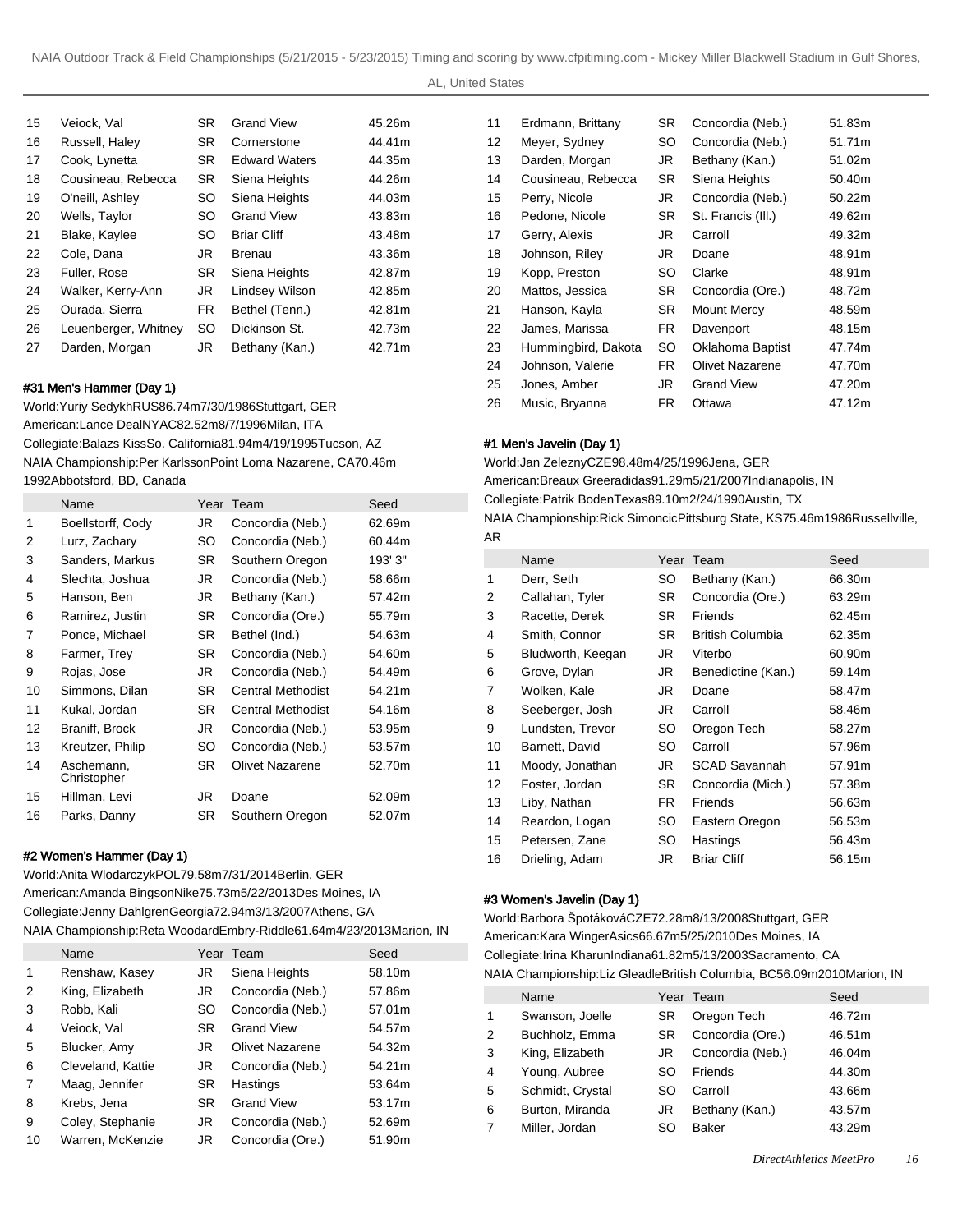| | Name | Year | Team | Seed |
|---|---|---|---|---|
| 15 | Veiock, Val | SR | Grand View | 45.26m |
| 16 | Russell, Haley | SR | Cornerstone | 44.41m |
| 17 | Cook, Lynetta | SR | Edward Waters | 44.35m |
| 18 | Cousineau, Rebecca | SR | Siena Heights | 44.26m |
| 19 | O'neill, Ashley | SO | Siena Heights | 44.03m |
| 20 | Wells, Taylor | SO | Grand View | 43.83m |
| 21 | Blake, Kaylee | SO | Briar Cliff | 43.48m |
| 22 | Cole, Dana | JR | Brenau | 43.36m |
| 23 | Fuller, Rose | SR | Siena Heights | 42.87m |
| 24 | Walker, Kerry-Ann | JR | Lindsey Wilson | 42.85m |
| 25 | Ourada, Sierra | FR | Bethel (Tenn.) | 42.81m |
| 26 | Leuenberger, Whitney | SO | Dickinson St. | 42.73m |
| 27 | Darden, Morgan | JR | Bethany (Kan.) | 42.71m |

### #31 Men's Hammer (Day 1)

World:Yuriy SedykhRUS86.74m7/30/1986Stuttgart, GER
American:Lance DealNYAC82.52m8/7/1996Milan, ITA
Collegiate:Balazs KissSo. California81.94m4/19/1995Tucson, AZ
NAIA Championship:Per KarlssonPoint Loma Nazarene, CA70.46m 1992Abbotsford, BD, Canada

| | Name | Year | Team | Seed |
|---|---|---|---|---|
| 1 | Boellstorff, Cody | JR | Concordia (Neb.) | 62.69m |
| 2 | Lurz, Zachary | SO | Concordia (Neb.) | 60.44m |
| 3 | Sanders, Markus | SR | Southern Oregon | 193' 3" |
| 4 | Slechta, Joshua | JR | Concordia (Neb.) | 58.66m |
| 5 | Hanson, Ben | JR | Bethany (Kan.) | 57.42m |
| 6 | Ramirez, Justin | SR | Concordia (Ore.) | 55.79m |
| 7 | Ponce, Michael | SR | Bethel (Ind.) | 54.63m |
| 8 | Farmer, Trey | SR | Concordia (Neb.) | 54.60m |
| 9 | Rojas, Jose | JR | Concordia (Neb.) | 54.49m |
| 10 | Simmons, Dilan | SR | Central Methodist | 54.21m |
| 11 | Kukal, Jordan | SR | Central Methodist | 54.16m |
| 12 | Braniff, Brock | JR | Concordia (Neb.) | 53.95m |
| 13 | Kreutzer, Philip | SO | Concordia (Neb.) | 53.57m |
| 14 | Aschemann, Christopher | SR | Olivet Nazarene | 52.70m |
| 15 | Hillman, Levi | JR | Doane | 52.09m |
| 16 | Parks, Danny | SR | Southern Oregon | 52.07m |

### #2 Women's Hammer (Day 1)

World:Anita WlodarczykPOL79.58m7/31/2014Berlin, GER
American:Amanda BingsonNike75.73m5/22/2013Des Moines, IA
Collegiate:Jenny DahlgrenGeorgia72.94m3/13/2007Athens, GA
NAIA Championship:Reta WoodardEmbry-Riddle61.64m4/23/2013Marion, IN

| | Name | Year | Team | Seed |
|---|---|---|---|---|
| 1 | Renshaw, Kasey | JR | Siena Heights | 58.10m |
| 2 | King, Elizabeth | JR | Concordia (Neb.) | 57.86m |
| 3 | Robb, Kali | SO | Concordia (Neb.) | 57.01m |
| 4 | Veiock, Val | SR | Grand View | 54.57m |
| 5 | Blucker, Amy | JR | Olivet Nazarene | 54.32m |
| 6 | Cleveland, Kattie | JR | Concordia (Neb.) | 54.21m |
| 7 | Maag, Jennifer | SR | Hastings | 53.64m |
| 8 | Krebs, Jena | SR | Grand View | 53.17m |
| 9 | Coley, Stephanie | JR | Concordia (Neb.) | 52.69m |
| 10 | Warren, McKenzie | JR | Concordia (Ore.) | 51.90m |
| 11 | Erdmann, Brittany | SR | Concordia (Neb.) | 51.83m |
| 12 | Meyer, Sydney | SO | Concordia (Neb.) | 51.71m |
| 13 | Darden, Morgan | JR | Bethany (Kan.) | 51.02m |
| 14 | Cousineau, Rebecca | SR | Siena Heights | 50.40m |
| 15 | Perry, Nicole | JR | Concordia (Neb.) | 50.22m |
| 16 | Pedone, Nicole | SR | St. Francis (Ill.) | 49.62m |
| 17 | Gerry, Alexis | JR | Carroll | 49.32m |
| 18 | Johnson, Riley | JR | Doane | 48.91m |
| 19 | Kopp, Preston | SO | Clarke | 48.91m |
| 20 | Mattos, Jessica | SR | Concordia (Ore.) | 48.72m |
| 21 | Hanson, Kayla | SR | Mount Mercy | 48.59m |
| 22 | James, Marissa | FR | Davenport | 48.15m |
| 23 | Hummingbird, Dakota | SO | Oklahoma Baptist | 47.74m |
| 24 | Johnson, Valerie | FR | Olivet Nazarene | 47.70m |
| 25 | Jones, Amber | JR | Grand View | 47.20m |
| 26 | Music, Bryanna | FR | Ottawa | 47.12m |

### #1 Men's Javelin (Day 1)

World:Jan ZeleznyCZE98.48m4/25/1996Jena, GER
American:Breaux Greeradidas91.29m5/21/2007Indianapolis, IN
Collegiate:Patrik BodenTexas89.10m2/24/1990Austin, TX
NAIA Championship:Rick SimoncicPittsburg State, KS75.46m1986Russellville, AR

| | Name | Year | Team | Seed |
|---|---|---|---|---|
| 1 | Derr, Seth | SO | Bethany (Kan.) | 66.30m |
| 2 | Callahan, Tyler | SR | Concordia (Ore.) | 63.29m |
| 3 | Racette, Derek | SR | Friends | 62.45m |
| 4 | Smith, Connor | SR | British Columbia | 62.35m |
| 5 | Bludworth, Keegan | JR | Viterbo | 60.90m |
| 6 | Grove, Dylan | JR | Benedictine (Kan.) | 59.14m |
| 7 | Wolken, Kale | JR | Doane | 58.47m |
| 8 | Seeberger, Josh | JR | Carroll | 58.46m |
| 9 | Lundsten, Trevor | SO | Oregon Tech | 58.27m |
| 10 | Barnett, David | SO | Carroll | 57.96m |
| 11 | Moody, Jonathan | JR | SCAD Savannah | 57.91m |
| 12 | Foster, Jordan | SR | Concordia (Mich.) | 57.38m |
| 13 | Liby, Nathan | FR | Friends | 56.63m |
| 14 | Reardon, Logan | SO | Eastern Oregon | 56.53m |
| 15 | Petersen, Zane | SO | Hastings | 56.43m |
| 16 | Drieling, Adam | JR | Briar Cliff | 56.15m |

### #3 Women's Javelin (Day 1)

World:Barbora ŠpotákováCZE72.28m8/13/2008Stuttgart, GER
American:Kara WingerAsics66.67m5/25/2010Des Moines, IA
Collegiate:Irina KharunIndiana61.82m5/13/2003Sacramento, CA
NAIA Championship:Liz GleadleBritish Columbia, BC56.09m2010Marion, IN

| | Name | Year | Team | Seed |
|---|---|---|---|---|
| 1 | Swanson, Joelle | SR | Oregon Tech | 46.72m |
| 2 | Buchholz, Emma | SR | Concordia (Ore.) | 46.51m |
| 3 | King, Elizabeth | JR | Concordia (Neb.) | 46.04m |
| 4 | Young, Aubree | SO | Friends | 44.30m |
| 5 | Schmidt, Crystal | SO | Carroll | 43.66m |
| 6 | Burton, Miranda | JR | Bethany (Kan.) | 43.57m |
| 7 | Miller, Jordan | SO | Baker | 43.29m |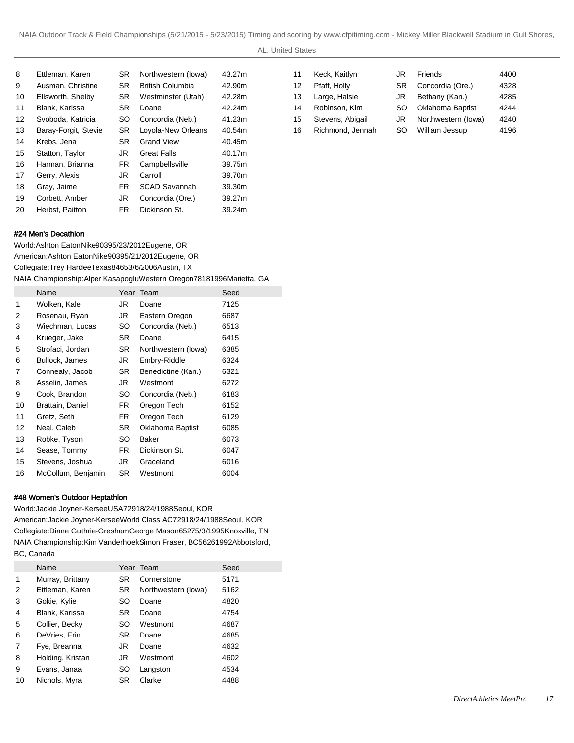| | | | | |
|---|---|---|---|---|
| 8 | Ettleman, Karen | SR | Northwestern (Iowa) | 43.27m |
| 9 | Ausman, Christine | SR | British Columbia | 42.90m |
| 10 | Ellsworth, Shelby | SR | Westminster (Utah) | 42.28m |
| 11 | Blank, Karissa | SR | Doane | 42.24m |
| 12 | Svoboda, Katricia | SO | Concordia (Neb.) | 41.23m |
| 13 | Baray-Forgit, Stevie | SR | Loyola-New Orleans | 40.54m |
| 14 | Krebs, Jena | SR | Grand View | 40.45m |
| 15 | Statton, Taylor | JR | Great Falls | 40.17m |
| 16 | Harman, Brianna | FR | Campbellsville | 39.75m |
| 17 | Gerry, Alexis | JR | Carroll | 39.70m |
| 18 | Gray, Jaime | FR | SCAD Savannah | 39.30m |
| 19 | Corbett, Amber | JR | Concordia (Ore.) | 39.27m |
| 20 | Herbst, Paitton | FR | Dickinson St. | 39.24m |

#### #24 Men's Decathlon

World:Ashton EatonNike90395/23/2012Eugene, OR
American:Ashton EatonNike90395/21/2012Eugene, OR
Collegiate:Trey HardeeTexas84653/6/2006Austin, TX
NAIA Championship:Alper KasapogluWestern Oregon78181996Marietta, GA

| | Name | Year | Team | Seed |
|---|---|---|---|---|
| 1 | Wolken, Kale | JR | Doane | 7125 |
| 2 | Rosenau, Ryan | JR | Eastern Oregon | 6687 |
| 3 | Wiechman, Lucas | SO | Concordia (Neb.) | 6513 |
| 4 | Krueger, Jake | SR | Doane | 6415 |
| 5 | Strofaci, Jordan | SR | Northwestern (Iowa) | 6385 |
| 6 | Bullock, James | JR | Embry-Riddle | 6324 |
| 7 | Connealy, Jacob | SR | Benedictine (Kan.) | 6321 |
| 8 | Asselin, James | JR | Westmont | 6272 |
| 9 | Cook, Brandon | SO | Concordia (Neb.) | 6183 |
| 10 | Brattain, Daniel | FR | Oregon Tech | 6152 |
| 11 | Gretz, Seth | FR | Oregon Tech | 6129 |
| 12 | Neal, Caleb | SR | Oklahoma Baptist | 6085 |
| 13 | Robke, Tyson | SO | Baker | 6073 |
| 14 | Sease, Tommy | FR | Dickinson St. | 6047 |
| 15 | Stevens, Joshua | JR | Graceland | 6016 |
| 16 | McCollum, Benjamin | SR | Westmont | 6004 |

#### #48 Women's Outdoor Heptathlon

World:Jackie Joyner-KerseeUSA72918/24/1988Seoul, KOR
American:Jackie Joyner-KerseeWorld Class AC72918/24/1988Seoul, KOR
Collegiate:Diane Guthrie-GreshamGeorge Mason65275/3/1995Knoxville, TN
NAIA Championship:Kim VanderhoekSimon Fraser, BC56261992Abbotsford, BC, Canada

| | Name | Year | Team | Seed |
|---|---|---|---|---|
| 1 | Murray, Brittany | SR | Cornerstone | 5171 |
| 2 | Ettleman, Karen | SR | Northwestern (Iowa) | 5162 |
| 3 | Gokie, Kylie | SO | Doane | 4820 |
| 4 | Blank, Karissa | SR | Doane | 4754 |
| 5 | Collier, Becky | SO | Westmont | 4687 |
| 6 | DeVries, Erin | SR | Doane | 4685 |
| 7 | Fye, Breanna | JR | Doane | 4632 |
| 8 | Holding, Kristan | JR | Westmont | 4602 |
| 9 | Evans, Janaa | SO | Langston | 4534 |
| 10 | Nichols, Myra | SR | Clarke | 4488 |
| 11 | Keck, Kaitlyn | JR | Friends | 4400 |
| 12 | Pfaff, Holly | SR | Concordia (Ore.) | 4328 |
| 13 | Large, Halsie | JR | Bethany (Kan.) | 4285 |
| 14 | Robinson, Kim | SO | Oklahoma Baptist | 4244 |
| 15 | Stevens, Abigail | JR | Northwestern (Iowa) | 4240 |
| 16 | Richmond, Jennah | SO | William Jessup | 4196 |